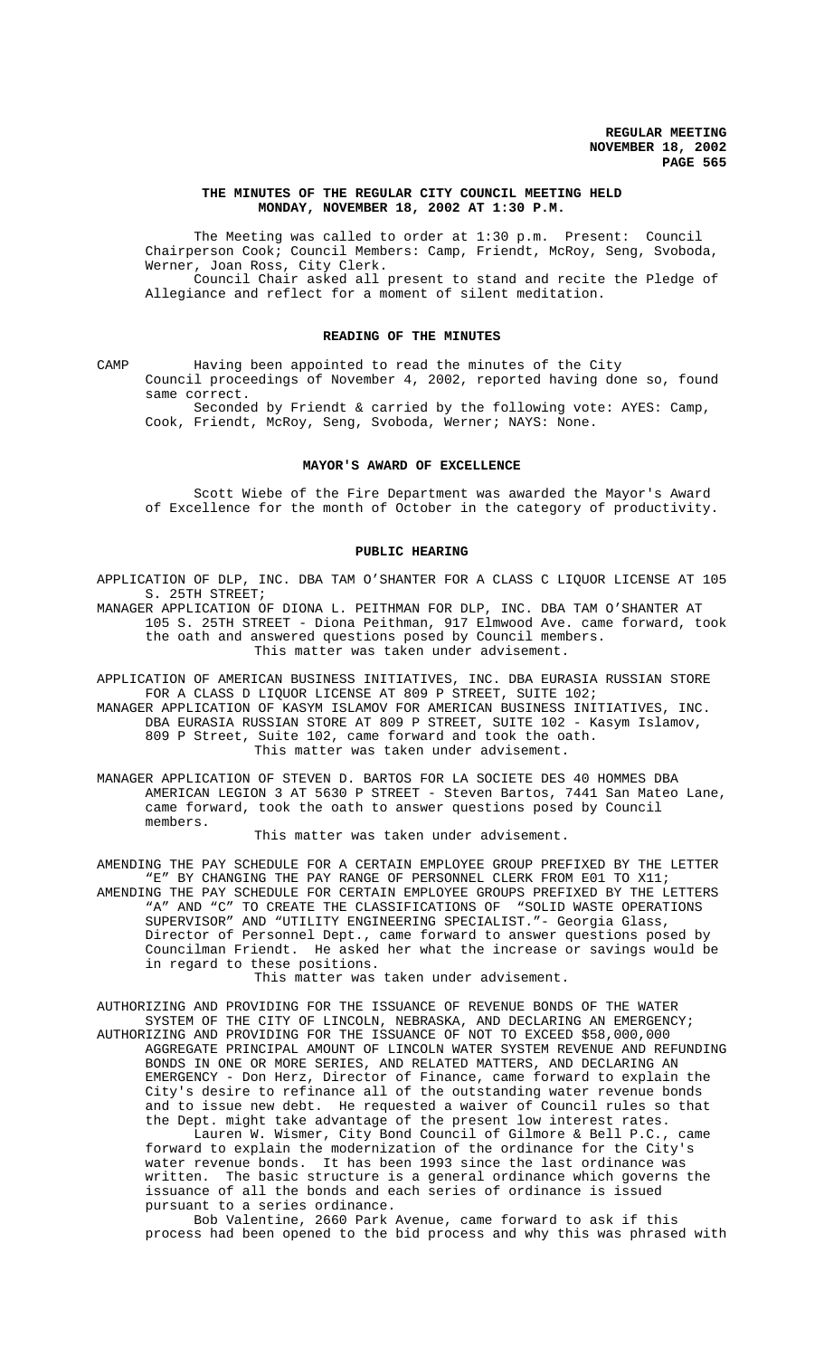# THE MINUTES OF THE REGULAR CITY COUNCIL MEETING HELD MONDAY, NOVEMBER 18, 2002 AT 1:30 P.M.

The Meeting was called to order at 1:30 p.m. Present: Council Chairperson Cook; Council Members: Camp, Friendt, McRoy, Seng, Svoboda, Werner, Joan Ross, City Clerk.

Council Chair asked all present to stand and recite the Pledge of Allegiance and reflect for a moment of silent meditation.

## READING OF THE MINUTES

CAMP Having been appointed to read the minutes of the City Council proceedings of November 4, 2002, reported having done so, found same correct.

Seconded by Friendt & carried by the following vote: AYES: Camp, Cook, Friendt, McRoy, Seng, Svoboda, Werner; NAYS: None.

## MAYOR'S AWARD OF EXCELLENCE

Scott Wiebe of the Fire Department was awarded the Mayor's Award of Excellence for the month of October in the category of productivity.

## PUBLIC HEARING

APPLICATION OF DLP, INC. DBA TAM O'SHANTER FOR A CLASS C LIQUOR LICENSE AT 105 S. 25TH STREET;

MANAGER APPLICATION OF DIONA L. PEITHMAN FOR DLP, INC. DBA TAM O'SHANTER AT 105 S. 25TH STREET - Diona Peithman, 917 Elmwood Ave. came forward, took the oath and answered questions posed by Council members.

This matter was taken under advisement.

APPLICATION OF AMERICAN BUSINESS INITIATIVES, INC. DBA EURASIA RUSSIAN STORE FOR A CLASS D LIQUOR LICENSE AT 809 P STREET, SUITE 102;

MANAGER APPLICATION OF KASYM ISLAMOV FOR AMERICAN BUSINESS INITIATIVES, INC. DBA EURASIA RUSSIAN STORE AT 809 P STREET, SUITE 102 - Kasym Islamov, 809 P Street, Suite 102, came forward and took the oath.

This matter was taken under advisement.

MANAGER APPLICATION OF STEVEN D. BARTOS FOR LA SOCIETE DES 40 HOMMES DBA AMERICAN LEGION 3 AT 5630 P STREET - Steven Bartos, 7441 San Mateo Lane, came forward, took the oath to answer questions posed by Council members.

This matter was taken under advisement.

AMENDING THE PAY SCHEDULE FOR A CERTAIN EMPLOYEE GROUP PREFIXED BY THE LETTER "E" BY CHANGING THE PAY RANGE OF PERSONNEL CLERK FROM E01 TO X11;

AMENDING THE PAY SCHEDULE FOR CERTAIN EMPLOYEE GROUPS PREFIXED BY THE LETTERS "A" AND "C" TO CREATE THE CLASSIFICATIONS OF "SOLID WASTE OPERATIONS SUPERVISOR" AND "UTILITY ENGINEERING SPECIALIST."- Georgia Glass, Director of Personnel Dept., came forward to answer questions posed by Councilman Friendt. He asked her what the increase or savings would be in regard to these positions.

This matter was taken under advisement.

AUTHORIZING AND PROVIDING FOR THE ISSUANCE OF REVENUE BONDS OF THE WATER SYSTEM OF THE CITY OF LINCOLN, NEBRASKA, AND DECLARING AN EMERGENCY;

AUTHORIZING AND PROVIDING FOR THE ISSUANCE OF NOT TO EXCEED $58,000,000 AGGREGATE PRINCIPAL AMOUNT OF LINCOLN WATER SYSTEM REVENUE AND REFUNDING BONDS IN ONE OR MORE SERIES, AND RELATED MATTERS, AND DECLARING AN EMERGENCY - Don Herz, Director of Finance, came forward to explain the City's desire to refinance all of the outstanding water revenue bonds and to issue new debt. He requested a waiver of Council rules so that the Dept. might take advantage of the present low interest rates.

Lauren W. Wismer, City Bond Council of Gilmore & Bell P.C., came forward to explain the modernization of the ordinance for the City's water revenue bonds. It has been 1993 since the last ordinance was written. The basic structure is a general ordinance which governs the issuance of all the bonds and each series of ordinance is issued pursuant to a series ordinance.

Bob Valentine, 2660 Park Avenue, came forward to ask if this process had been opened to the bid process and why this was phrased with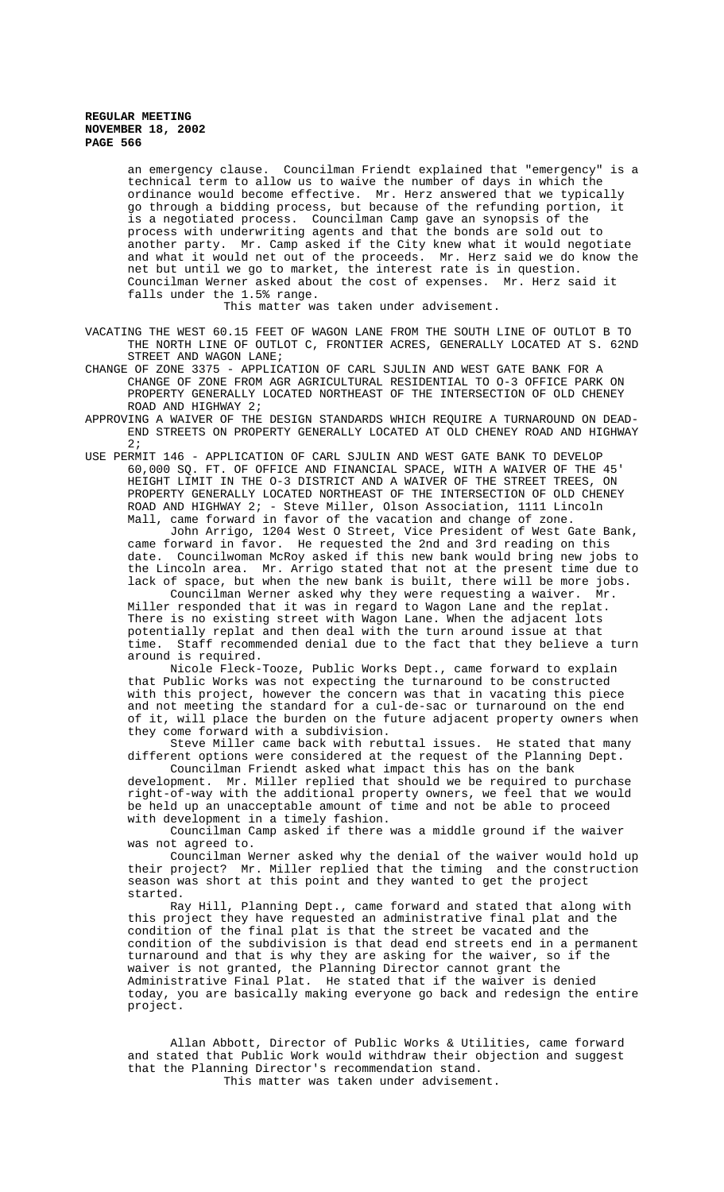an emergency clause. Councilman Friendt explained that "emergency" is a technical term to allow us to waive the number of days in which the ordinance would become effective. Mr. Herz answered that we typically go through a bidding process, but because of the refunding portion, it is a negotiated process. Councilman Camp gave an synopsis of the process with underwriting agents and that the bonds are sold out to another party. Mr. Camp asked if the City knew what it would negotiate and what it would net out of the proceeds. Mr. Herz said we do know the net but until we go to market, the interest rate is in question. Councilman Werner asked about the cost of expenses. Mr. Herz said it falls under the 1.5% range.

This matter was taken under advisement.

VACATING THE WEST 60.15 FEET OF WAGON LANE FROM THE SOUTH LINE OF OUTLOT B TO THE NORTH LINE OF OUTLOT C, FRONTIER ACRES, GENERALLY LOCATED AT S. 62ND STREET AND WAGON LANE;

CHANGE OF ZONE 3375 - APPLICATION OF CARL SJULIN AND WEST GATE BANK FOR A CHANGE OF ZONE FROM AGR AGRICULTURAL RESIDENTIAL TO O-3 OFFICE PARK ON PROPERTY GENERALLY LOCATED NORTHEAST OF THE INTERSECTION OF OLD CHENEY ROAD AND HIGHWAY 2;

APPROVING A WAIVER OF THE DESIGN STANDARDS WHICH REQUIRE A TURNAROUND ON DEAD-END STREETS ON PROPERTY GENERALLY LOCATED AT OLD CHENEY ROAD AND HIGHWAY 2;

USE PERMIT 146 - APPLICATION OF CARL SJULIN AND WEST GATE BANK TO DEVELOP 60,000 SQ. FT. OF OFFICE AND FINANCIAL SPACE, WITH A WAIVER OF THE 45' HEIGHT LIMIT IN THE O-3 DISTRICT AND A WAIVER OF THE STREET TREES, ON PROPERTY GENERALLY LOCATED NORTHEAST OF THE INTERSECTION OF OLD CHENEY ROAD AND HIGHWAY 2; - Steve Miller, Olson Association, 1111 Lincoln Mall, came forward in favor of the vacation and change of zone.

John Arrigo, 1204 West O Street, Vice President of West Gate Bank, came forward in favor. He requested the 2nd and 3rd reading on this date. Councilwoman McRoy asked if this new bank would bring new jobs to the Lincoln area. Mr. Arrigo stated that not at the present time due to lack of space, but when the new bank is built, there will be more jobs.

Councilman Werner asked why they were requesting a waiver. Mr. Miller responded that it was in regard to Wagon Lane and the replat. There is no existing street with Wagon Lane. When the adjacent lots potentially replat and then deal with the turn around issue at that time. Staff recommended denial due to the fact that they believe a turn around is required.

Nicole Fleck-Tooze, Public Works Dept., came forward to explain that Public Works was not expecting the turnaround to be constructed with this project, however the concern was that in vacating this piece and not meeting the standard for a cul-de-sac or turnaround on the end of it, will place the burden on the future adjacent property owners when they come forward with a subdivision.

Steve Miller came back with rebuttal issues. He stated that many different options were considered at the request of the Planning Dept.

Councilman Friendt asked what impact this has on the bank development. Mr. Miller replied that should we be required to purchase right-of-way with the additional property owners, we feel that we would be held up an unacceptable amount of time and not be able to proceed with development in a timely fashion.

Councilman Camp asked if there was a middle ground if the waiver was not agreed to.

Councilman Werner asked why the denial of the waiver would hold up their project? Mr. Miller replied that the timing and the construction season was short at this point and they wanted to get the project started.

Ray Hill, Planning Dept., came forward and stated that along with this project they have requested an administrative final plat and the condition of the final plat is that the street be vacated and the condition of the subdivision is that dead end streets end in a permanent turnaround and that is why they are asking for the waiver, so if the waiver is not granted, the Planning Director cannot grant the Administrative Final Plat. He stated that if the waiver is denied today, you are basically making everyone go back and redesign the entire project.

Allan Abbott, Director of Public Works & Utilities, came forward and stated that Public Work would withdraw their objection and suggest that the Planning Director's recommendation stand.

This matter was taken under advisement.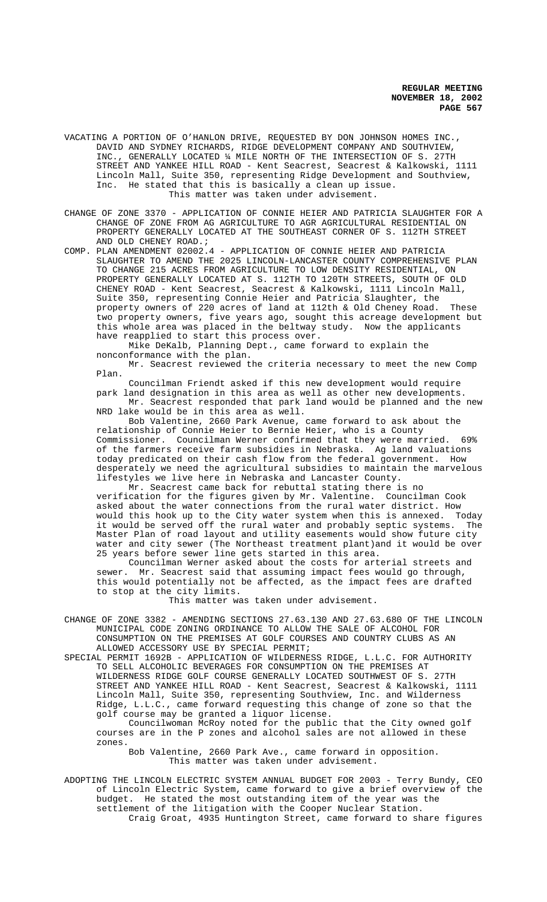VACATING A PORTION OF O'HANLON DRIVE, REQUESTED BY DON JOHNSON HOMES INC., DAVID AND SYDNEY RICHARDS, RIDGE DEVELOPMENT COMPANY AND SOUTHVIEW, INC., GENERALLY LOCATED ¼ MILE NORTH OF THE INTERSECTION OF S. 27TH STREET AND YANKEE HILL ROAD - Kent Seacrest, Seacrest & Kalkowski, 1111 Lincoln Mall, Suite 350, representing Ridge Development and Southview, Inc. He stated that this is basically a clean up issue.

This matter was taken under advisement.

CHANGE OF ZONE 3370 - APPLICATION OF CONNIE HEIER AND PATRICIA SLAUGHTER FOR A CHANGE OF ZONE FROM AG AGRICULTURE TO AGR AGRICULTURAL RESIDENTIAL ON PROPERTY GENERALLY LOCATED AT THE SOUTHEAST CORNER OF S. 112TH STREET AND OLD CHENEY ROAD.;

COMP. PLAN AMENDMENT 02002.4 - APPLICATION OF CONNIE HEIER AND PATRICIA SLAUGHTER TO AMEND THE 2025 LINCOLN-LANCASTER COUNTY COMPREHENSIVE PLAN TO CHANGE 215 ACRES FROM AGRICULTURE TO LOW DENSITY RESIDENTIAL, ON PROPERTY GENERALLY LOCATED AT S. 112TH TO 120TH STREETS, SOUTH OF OLD CHENEY ROAD - Kent Seacrest, Seacrest & Kalkowski, 1111 Lincoln Mall, Suite 350, representing Connie Heier and Patricia Slaughter, the property owners of 220 acres of land at 112th & Old Cheney Road. These two property owners, five years ago, sought this acreage development but this whole area was placed in the beltway study. Now the applicants have reapplied to start this process over.

Mike DeKalb, Planning Dept., came forward to explain the nonconformance with the plan.

Mr. Seacrest reviewed the criteria necessary to meet the new Comp Plan.

Councilman Friendt asked if this new development would require park land designation in this area as well as other new developments.

Mr. Seacrest responded that park land would be planned and the new NRD lake would be in this area as well.

Bob Valentine, 2660 Park Avenue, came forward to ask about the relationship of Connie Heier to Bernie Heier, who is a County Commissioner. Councilman Werner confirmed that they were married. 69% of the farmers receive farm subsidies in Nebraska. Ag land valuations today predicated on their cash flow from the federal government. How desperately we need the agricultural subsidies to maintain the marvelous lifestyles we live here in Nebraska and Lancaster County.

Mr. Seacrest came back for rebuttal stating there is no verification for the figures given by Mr. Valentine. Councilman Cook asked about the water connections from the rural water district. How would this hook up to the City water system when this is annexed. Today it would be served off the rural water and probably septic systems. The Master Plan of road layout and utility easements would show future city water and city sewer (The Northeast treatment plant)and it would be over 25 years before sewer line gets started in this area.

Councilman Werner asked about the costs for arterial streets and sewer. Mr. Seacrest said that assuming impact fees would go through, this would potentially not be affected, as the impact fees are drafted to stop at the city limits.

This matter was taken under advisement.

CHANGE OF ZONE 3382 - AMENDING SECTIONS 27.63.130 AND 27.63.680 OF THE LINCOLN MUNICIPAL CODE ZONING ORDINANCE TO ALLOW THE SALE OF ALCOHOL FOR CONSUMPTION ON THE PREMISES AT GOLF COURSES AND COUNTRY CLUBS AS AN ALLOWED ACCESSORY USE BY SPECIAL PERMIT;

SPECIAL PERMIT 1692B - APPLICATION OF WILDERNESS RIDGE, L.L.C. FOR AUTHORITY TO SELL ALCOHOLIC BEVERAGES FOR CONSUMPTION ON THE PREMISES AT WILDERNESS RIDGE GOLF COURSE GENERALLY LOCATED SOUTHWEST OF S. 27TH STREET AND YANKEE HILL ROAD - Kent Seacrest, Seacrest & Kalkowski, 1111 Lincoln Mall, Suite 350, representing Southview, Inc. and Wilderness Ridge, L.L.C., came forward requesting this change of zone so that the golf course may be granted a liquor license.

Councilwoman McRoy noted for the public that the City owned golf courses are in the P zones and alcohol sales are not allowed in these zones.

Bob Valentine, 2660 Park Ave., came forward in opposition.

This matter was taken under advisement.

ADOPTING THE LINCOLN ELECTRIC SYSTEM ANNUAL BUDGET FOR 2003 - Terry Bundy, CEO of Lincoln Electric System, came forward to give a brief overview of the budget. He stated the most outstanding item of the year was the settlement of the litigation with the Cooper Nuclear Station.

Craig Groat, 4935 Huntington Street, came forward to share figures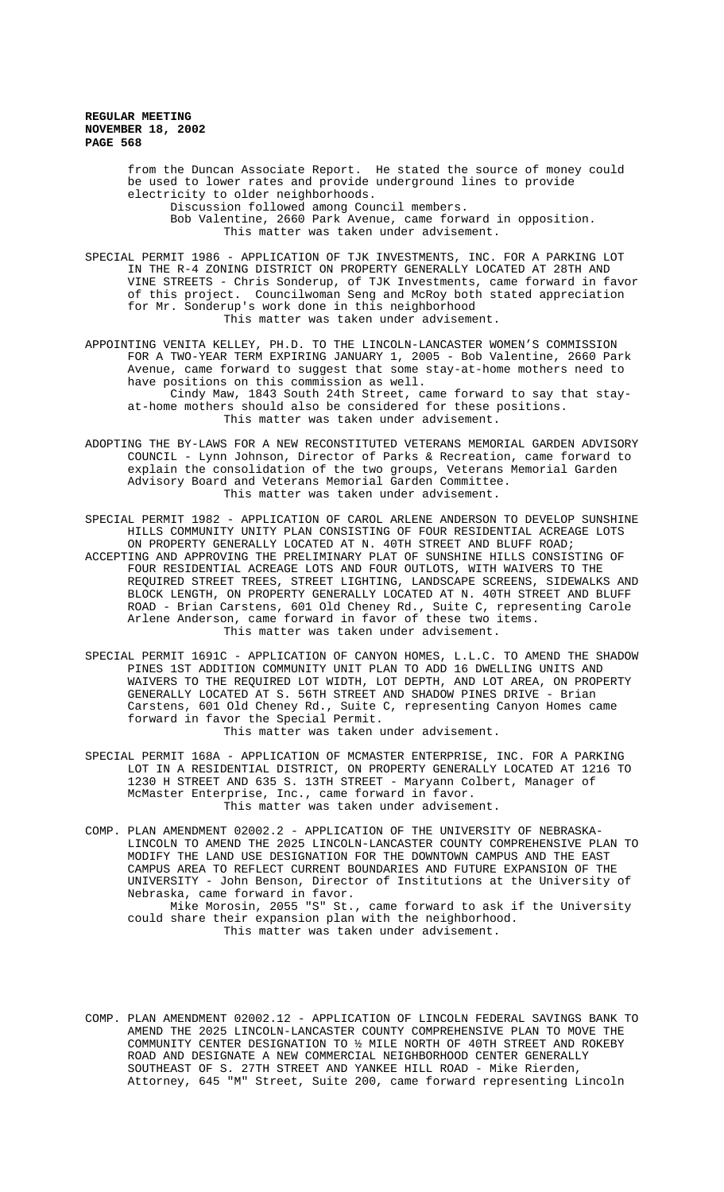from the Duncan Associate Report. He stated the source of money could be used to lower rates and provide underground lines to provide electricity to older neighborhoods.

Discussion followed among Council members.

Bob Valentine, 2660 Park Avenue, came forward in opposition.

This matter was taken under advisement.

SPECIAL PERMIT 1986 - APPLICATION OF TJK INVESTMENTS, INC. FOR A PARKING LOT IN THE R-4 ZONING DISTRICT ON PROPERTY GENERALLY LOCATED AT 28TH AND VINE STREETS - Chris Sonderup, of TJK Investments, came forward in favor of this project. Councilwoman Seng and McRoy both stated appreciation for Mr. Sonderup's work done in this neighborhood

This matter was taken under advisement.

APPOINTING VENITA KELLEY, PH.D. TO THE LINCOLN-LANCASTER WOMEN'S COMMISSION FOR A TWO-YEAR TERM EXPIRING JANUARY 1, 2005 - Bob Valentine, 2660 Park Avenue, came forward to suggest that some stay-at-home mothers need to have positions on this commission as well.

Cindy Maw, 1843 South 24th Street, came forward to say that stay-at-home mothers should also be considered for these positions.

This matter was taken under advisement.

ADOPTING THE BY-LAWS FOR A NEW RECONSTITUTED VETERANS MEMORIAL GARDEN ADVISORY COUNCIL - Lynn Johnson, Director of Parks & Recreation, came forward to explain the consolidation of the two groups, Veterans Memorial Garden Advisory Board and Veterans Memorial Garden Committee.

This matter was taken under advisement.

SPECIAL PERMIT 1982 - APPLICATION OF CAROL ARLENE ANDERSON TO DEVELOP SUNSHINE HILLS COMMUNITY UNITY PLAN CONSISTING OF FOUR RESIDENTIAL ACREAGE LOTS ON PROPERTY GENERALLY LOCATED AT N. 40TH STREET AND BLUFF ROAD;

ACCEPTING AND APPROVING THE PRELIMINARY PLAT OF SUNSHINE HILLS CONSISTING OF FOUR RESIDENTIAL ACREAGE LOTS AND FOUR OUTLOTS, WITH WAIVERS TO THE REQUIRED STREET TREES, STREET LIGHTING, LANDSCAPE SCREENS, SIDEWALKS AND BLOCK LENGTH, ON PROPERTY GENERALLY LOCATED AT N. 40TH STREET AND BLUFF ROAD - Brian Carstens, 601 Old Cheney Rd., Suite C, representing Carole Arlene Anderson, came forward in favor of these two items.

This matter was taken under advisement.

SPECIAL PERMIT 1691C - APPLICATION OF CANYON HOMES, L.L.C. TO AMEND THE SHADOW PINES 1ST ADDITION COMMUNITY UNIT PLAN TO ADD 16 DWELLING UNITS AND WAIVERS TO THE REQUIRED LOT WIDTH, LOT DEPTH, AND LOT AREA, ON PROPERTY GENERALLY LOCATED AT S. 56TH STREET AND SHADOW PINES DRIVE - Brian Carstens, 601 Old Cheney Rd., Suite C, representing Canyon Homes came forward in favor the Special Permit.

This matter was taken under advisement.

SPECIAL PERMIT 168A - APPLICATION OF MCMASTER ENTERPRISE, INC. FOR A PARKING LOT IN A RESIDENTIAL DISTRICT, ON PROPERTY GENERALLY LOCATED AT 1216 TO 1230 H STREET AND 635 S. 13TH STREET - Maryann Colbert, Manager of McMaster Enterprise, Inc., came forward in favor.

This matter was taken under advisement.

COMP. PLAN AMENDMENT 02002.2 - APPLICATION OF THE UNIVERSITY OF NEBRASKA-LINCOLN TO AMEND THE 2025 LINCOLN-LANCASTER COUNTY COMPREHENSIVE PLAN TO MODIFY THE LAND USE DESIGNATION FOR THE DOWNTOWN CAMPUS AND THE EAST CAMPUS AREA TO REFLECT CURRENT BOUNDARIES AND FUTURE EXPANSION OF THE UNIVERSITY - John Benson, Director of Institutions at the University of Nebraska, came forward in favor.

Mike Morosin, 2055 "S" St., came forward to ask if the University could share their expansion plan with the neighborhood.

This matter was taken under advisement.

COMP. PLAN AMENDMENT 02002.12 - APPLICATION OF LINCOLN FEDERAL SAVINGS BANK TO AMEND THE 2025 LINCOLN-LANCASTER COUNTY COMPREHENSIVE PLAN TO MOVE THE COMMUNITY CENTER DESIGNATION TO ½ MILE NORTH OF 40TH STREET AND ROKEBY ROAD AND DESIGNATE A NEW COMMERCIAL NEIGHBORHOOD CENTER GENERALLY SOUTHEAST OF S. 27TH STREET AND YANKEE HILL ROAD - Mike Rierden, Attorney, 645 "M" Street, Suite 200, came forward representing Lincoln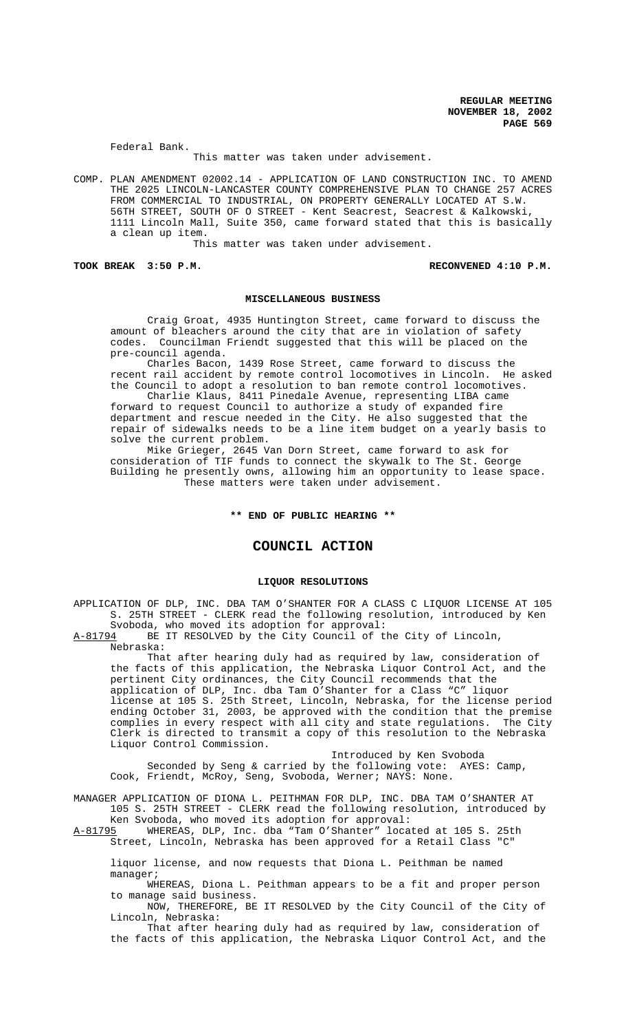Federal Bank.

This matter was taken under advisement.

COMP. PLAN AMENDMENT 02002.14 - APPLICATION OF LAND CONSTRUCTION INC. TO AMEND THE 2025 LINCOLN-LANCASTER COUNTY COMPREHENSIVE PLAN TO CHANGE 257 ACRES FROM COMMERCIAL TO INDUSTRIAL, ON PROPERTY GENERALLY LOCATED AT S.W. 56TH STREET, SOUTH OF O STREET - Kent Seacrest, Seacrest & Kalkowski, 1111 Lincoln Mall, Suite 350, came forward stated that this is basically a clean up item.

This matter was taken under advisement.

**TOOK BREAK 3:50 P.M. RECONVENED 4:10 P.M.**

## MISCELLANEOUS BUSINESS

Craig Groat, 4935 Huntington Street, came forward to discuss the amount of bleachers around the city that are in violation of safety codes. Councilman Friendt suggested that this will be placed on the pre-council agenda.

Charles Bacon, 1439 Rose Street, came forward to discuss the recent rail accident by remote control locomotives in Lincoln. He asked the Council to adopt a resolution to ban remote control locomotives.

Charlie Klaus, 8411 Pinedale Avenue, representing LIBA came forward to request Council to authorize a study of expanded fire department and rescue needed in the City. He also suggested that the repair of sidewalks needs to be a line item budget on a yearly basis to solve the current problem.

Mike Grieger, 2645 Van Dorn Street, came forward to ask for consideration of TIF funds to connect the skywalk to The St. George Building he presently owns, allowing him an opportunity to lease space.

These matters were taken under advisement.

**\*\* END OF PUBLIC HEARING \*\***

# COUNCIL ACTION

## LIQUOR RESOLUTIONS

APPLICATION OF DLP, INC. DBA TAM O'SHANTER FOR A CLASS C LIQUOR LICENSE AT 105 S. 25TH STREET - CLERK read the following resolution, introduced by Ken Svoboda, who moved its adoption for approval:

A-81794 BE IT RESOLVED by the City Council of the City of Lincoln, Nebraska:

That after hearing duly had as required by law, consideration of the facts of this application, the Nebraska Liquor Control Act, and the pertinent City ordinances, the City Council recommends that the application of DLP, Inc. dba Tam O'Shanter for a Class "C" liquor license at 105 S. 25th Street, Lincoln, Nebraska, for the license period ending October 31, 2003, be approved with the condition that the premise complies in every respect with all city and state regulations. The City Clerk is directed to transmit a copy of this resolution to the Nebraska Liquor Control Commission.

Introduced by Ken Svoboda

Seconded by Seng & carried by the following vote: AYES: Camp, Cook, Friendt, McRoy, Seng, Svoboda, Werner; NAYS: None.

MANAGER APPLICATION OF DIONA L. PEITHMAN FOR DLP, INC. DBA TAM O'SHANTER AT 105 S. 25TH STREET - CLERK read the following resolution, introduced by Ken Svoboda, who moved its adoption for approval:

A-81795 WHEREAS, DLP, Inc. dba "Tam O'Shanter" located at 105 S. 25th Street, Lincoln, Nebraska has been approved for a Retail Class "C" liquor license, and now requests that Diona L. Peithman be named manager;

WHEREAS, Diona L. Peithman appears to be a fit and proper person to manage said business.

NOW, THEREFORE, BE IT RESOLVED by the City Council of the City of Lincoln, Nebraska:

That after hearing duly had as required by law, consideration of the facts of this application, the Nebraska Liquor Control Act, and the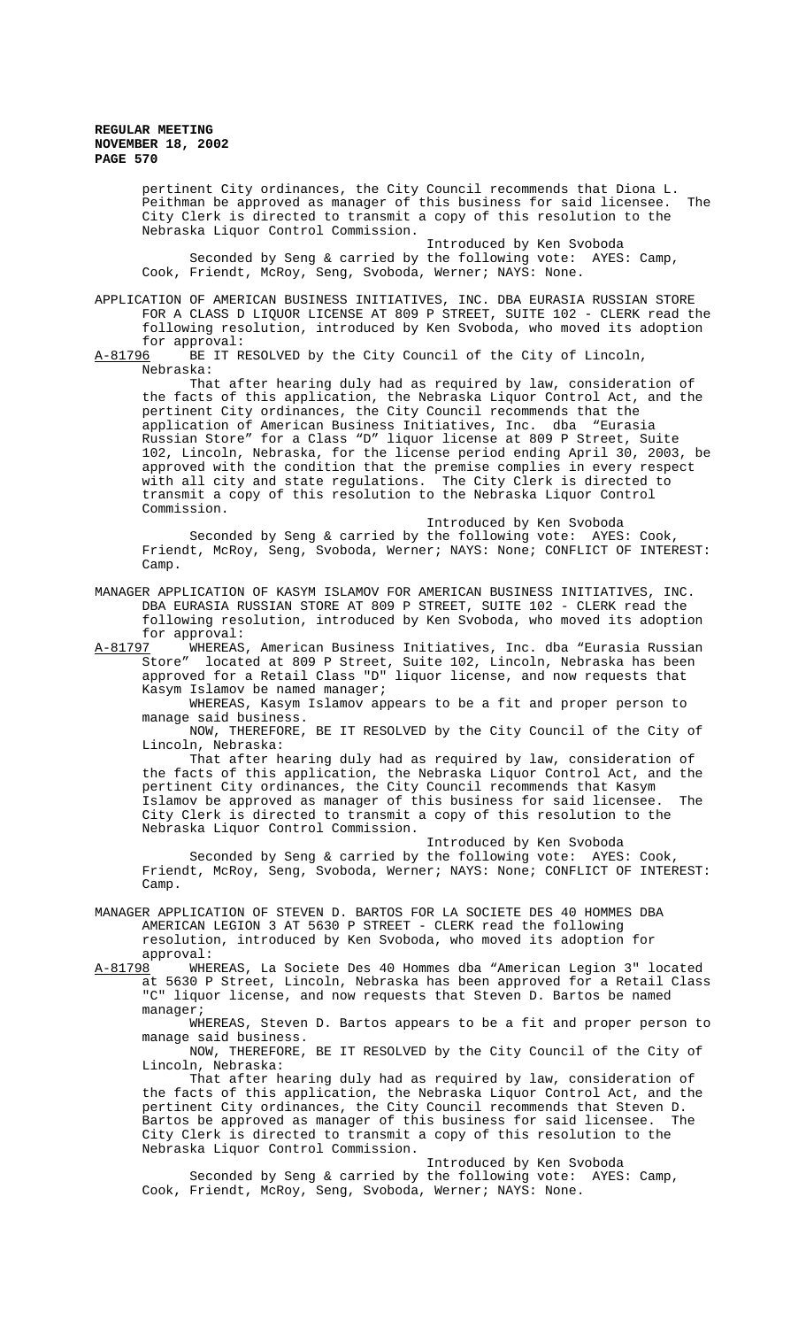pertinent City ordinances, the City Council recommends that Diona L. Peithman be approved as manager of this business for said licensee. The City Clerk is directed to transmit a copy of this resolution to the Nebraska Liquor Control Commission.

Introduced by Ken Svoboda

Seconded by Seng & carried by the following vote: AYES: Camp, Cook, Friendt, McRoy, Seng, Svoboda, Werner; NAYS: None.

APPLICATION OF AMERICAN BUSINESS INITIATIVES, INC. DBA EURASIA RUSSIAN STORE FOR A CLASS D LIQUOR LICENSE AT 809 P STREET, SUITE 102 - CLERK read the following resolution, introduced by Ken Svoboda, who moved its adoption for approval:

A-81796 BE IT RESOLVED by the City Council of the City of Lincoln, Nebraska:

That after hearing duly had as required by law, consideration of the facts of this application, the Nebraska Liquor Control Act, and the pertinent City ordinances, the City Council recommends that the application of American Business Initiatives, Inc. dba "Eurasia Russian Store" for a Class "D" liquor license at 809 P Street, Suite 102, Lincoln, Nebraska, for the license period ending April 30, 2003, be approved with the condition that the premise complies in every respect with all city and state regulations. The City Clerk is directed to transmit a copy of this resolution to the Nebraska Liquor Control Commission.

Introduced by Ken Svoboda

Seconded by Seng & carried by the following vote: AYES: Cook, Friendt, McRoy, Seng, Svoboda, Werner; NAYS: None; CONFLICT OF INTEREST: Camp.

MANAGER APPLICATION OF KASYM ISLAMOV FOR AMERICAN BUSINESS INITIATIVES, INC. DBA EURASIA RUSSIAN STORE AT 809 P STREET, SUITE 102 - CLERK read the following resolution, introduced by Ken Svoboda, who moved its adoption for approval:

A-81797 WHEREAS, American Business Initiatives, Inc. dba "Eurasia Russian Store" located at 809 P Street, Suite 102, Lincoln, Nebraska has been approved for a Retail Class "D" liquor license, and now requests that Kasym Islamov be named manager;

WHEREAS, Kasym Islamov appears to be a fit and proper person to manage said business.

NOW, THEREFORE, BE IT RESOLVED by the City Council of the City of Lincoln, Nebraska:

That after hearing duly had as required by law, consideration of the facts of this application, the Nebraska Liquor Control Act, and the pertinent City ordinances, the City Council recommends that Kasym Islamov be approved as manager of this business for said licensee. The City Clerk is directed to transmit a copy of this resolution to the Nebraska Liquor Control Commission.

Introduced by Ken Svoboda

Seconded by Seng & carried by the following vote: AYES: Cook, Friendt, McRoy, Seng, Svoboda, Werner; NAYS: None; CONFLICT OF INTEREST: Camp.

MANAGER APPLICATION OF STEVEN D. BARTOS FOR LA SOCIETE DES 40 HOMMES DBA AMERICAN LEGION 3 AT 5630 P STREET - CLERK read the following resolution, introduced by Ken Svoboda, who moved its adoption for approval:

A-81798 WHEREAS, La Societe Des 40 Hommes dba "American Legion 3" located at 5630 P Street, Lincoln, Nebraska has been approved for a Retail Class "C" liquor license, and now requests that Steven D. Bartos be named manager;

WHEREAS, Steven D. Bartos appears to be a fit and proper person to manage said business.

NOW, THEREFORE, BE IT RESOLVED by the City Council of the City of Lincoln, Nebraska:

That after hearing duly had as required by law, consideration of the facts of this application, the Nebraska Liquor Control Act, and the pertinent City ordinances, the City Council recommends that Steven D. Bartos be approved as manager of this business for said licensee. The City Clerk is directed to transmit a copy of this resolution to the Nebraska Liquor Control Commission.

Introduced by Ken Svoboda

Seconded by Seng & carried by the following vote: AYES: Camp, Cook, Friendt, McRoy, Seng, Svoboda, Werner; NAYS: None.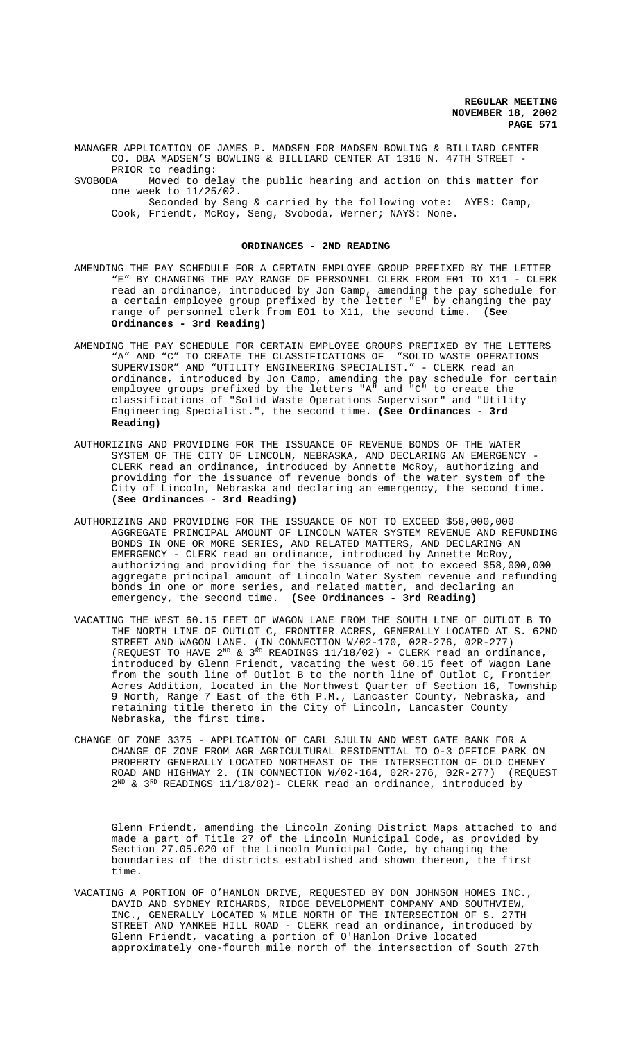MANAGER APPLICATION OF JAMES P. MADSEN FOR MADSEN BOWLING & BILLIARD CENTER CO. DBA MADSEN'S BOWLING & BILLIARD CENTER AT 1316 N. 47TH STREET - PRIOR to reading:

SVOBODA Moved to delay the public hearing and action on this matter for one week to 11/25/02.

Seconded by Seng & carried by the following vote: AYES: Camp, Cook, Friendt, McRoy, Seng, Svoboda, Werner; NAYS: None.

## ORDINANCES - 2ND READING

AMENDING THE PAY SCHEDULE FOR A CERTAIN EMPLOYEE GROUP PREFIXED BY THE LETTER "E" BY CHANGING THE PAY RANGE OF PERSONNEL CLERK FROM E01 TO X11 - CLERK read an ordinance, introduced by Jon Camp, amending the pay schedule for a certain employee group prefixed by the letter "E" by changing the pay range of personnel clerk from EO1 to X11, the second time. **(See Ordinances - 3rd Reading)**

AMENDING THE PAY SCHEDULE FOR CERTAIN EMPLOYEE GROUPS PREFIXED BY THE LETTERS "A" AND "C" TO CREATE THE CLASSIFICATIONS OF "SOLID WASTE OPERATIONS SUPERVISOR" AND "UTILITY ENGINEERING SPECIALIST." - CLERK read an ordinance, introduced by Jon Camp, amending the pay schedule for certain employee groups prefixed by the letters "A" and "C" to create the classifications of "Solid Waste Operations Supervisor" and "Utility Engineering Specialist.", the second time. **(See Ordinances - 3rd Reading)**

AUTHORIZING AND PROVIDING FOR THE ISSUANCE OF REVENUE BONDS OF THE WATER SYSTEM OF THE CITY OF LINCOLN, NEBRASKA, AND DECLARING AN EMERGENCY - CLERK read an ordinance, introduced by Annette McRoy, authorizing and providing for the issuance of revenue bonds of the water system of the City of Lincoln, Nebraska and declaring an emergency, the second time. **(See Ordinances - 3rd Reading)**

AUTHORIZING AND PROVIDING FOR THE ISSUANCE OF NOT TO EXCEED $58,000,000 AGGREGATE PRINCIPAL AMOUNT OF LINCOLN WATER SYSTEM REVENUE AND REFUNDING BONDS IN ONE OR MORE SERIES, AND RELATED MATTERS, AND DECLARING AN EMERGENCY - CLERK read an ordinance, introduced by Annette McRoy, authorizing and providing for the issuance of not to exceed $58,000,000 aggregate principal amount of Lincoln Water System revenue and refunding bonds in one or more series, and related matter, and declaring an emergency, the second time. **(See Ordinances - 3rd Reading)**

VACATING THE WEST 60.15 FEET OF WAGON LANE FROM THE SOUTH LINE OF OUTLOT B TO THE NORTH LINE OF OUTLOT C, FRONTIER ACRES, GENERALLY LOCATED AT S. 62ND STREET AND WAGON LANE. (IN CONNECTION W/02-170, 02R-276, 02R-277) (REQUEST TO HAVE 2ND & 3RD READINGS 11/18/02) - CLERK read an ordinance, introduced by Glenn Friendt, vacating the west 60.15 feet of Wagon Lane from the south line of Outlot B to the north line of Outlot C, Frontier Acres Addition, located in the Northwest Quarter of Section 16, Township 9 North, Range 7 East of the 6th P.M., Lancaster County, Nebraska, and retaining title thereto in the City of Lincoln, Lancaster County Nebraska, the first time.

CHANGE OF ZONE 3375 - APPLICATION OF CARL SJULIN AND WEST GATE BANK FOR A CHANGE OF ZONE FROM AGR AGRICULTURAL RESIDENTIAL TO O-3 OFFICE PARK ON PROPERTY GENERALLY LOCATED NORTHEAST OF THE INTERSECTION OF OLD CHENEY ROAD AND HIGHWAY 2. (IN CONNECTION W/02-164, 02R-276, 02R-277) (REQUEST 2ND & 3RD READINGS 11/18/02)- CLERK read an ordinance, introduced by Glenn Friendt, amending the Lincoln Zoning District Maps attached to and made a part of Title 27 of the Lincoln Municipal Code, as provided by Section 27.05.020 of the Lincoln Municipal Code, by changing the boundaries of the districts established and shown thereon, the first time.

VACATING A PORTION OF O'HANLON DRIVE, REQUESTED BY DON JOHNSON HOMES INC., DAVID AND SYDNEY RICHARDS, RIDGE DEVELOPMENT COMPANY AND SOUTHVIEW, INC., GENERALLY LOCATED ¼ MILE NORTH OF THE INTERSECTION OF S. 27TH STREET AND YANKEE HILL ROAD - CLERK read an ordinance, introduced by Glenn Friendt, vacating a portion of O'Hanlon Drive located approximately one-fourth mile north of the intersection of South 27th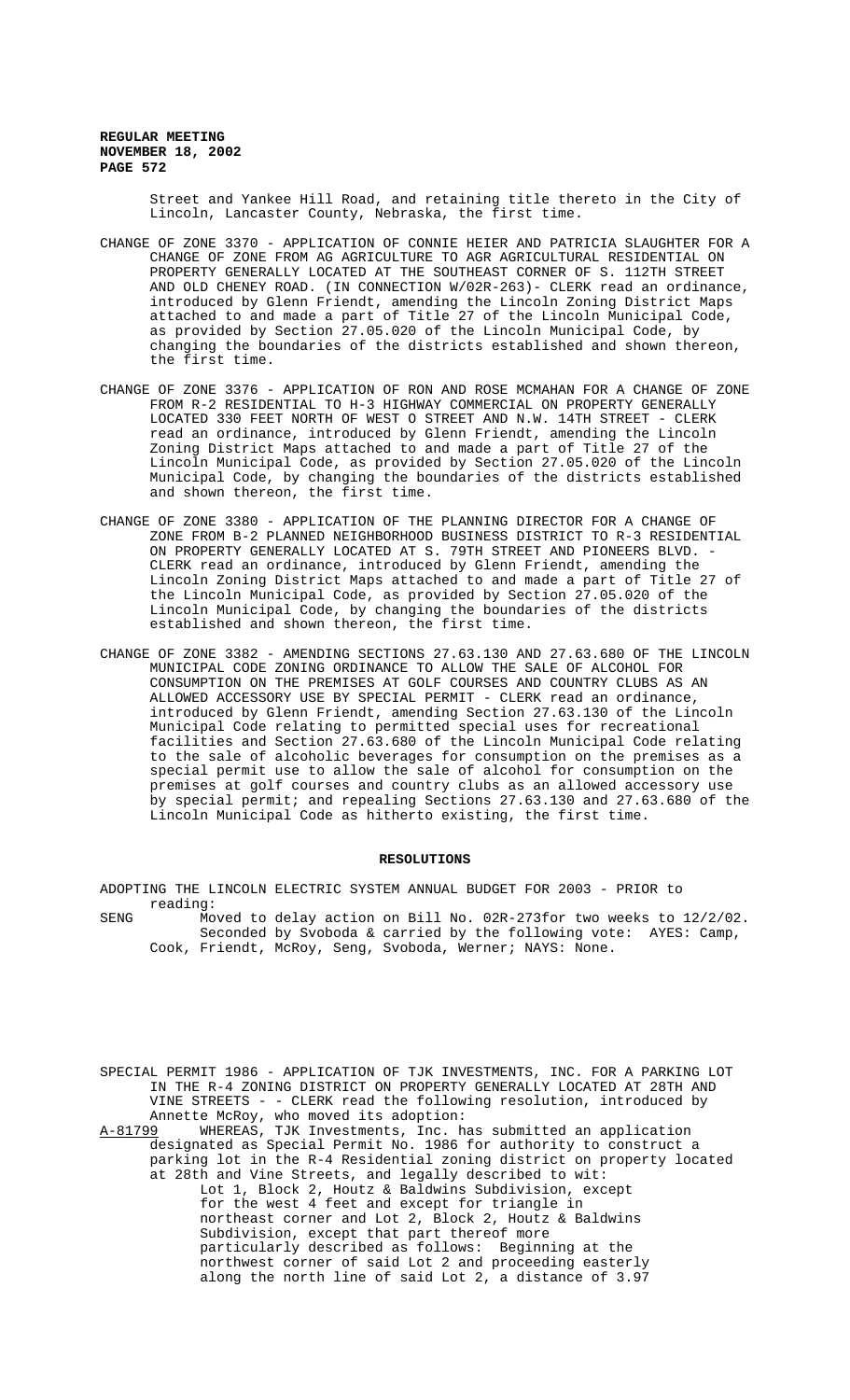Street and Yankee Hill Road, and retaining title thereto in the City of Lincoln, Lancaster County, Nebraska, the first time.

CHANGE OF ZONE 3370 - APPLICATION OF CONNIE HEIER AND PATRICIA SLAUGHTER FOR A CHANGE OF ZONE FROM AG AGRICULTURE TO AGR AGRICULTURAL RESIDENTIAL ON PROPERTY GENERALLY LOCATED AT THE SOUTHEAST CORNER OF S. 112TH STREET AND OLD CHENEY ROAD. (IN CONNECTION W/02R-263)- CLERK read an ordinance, introduced by Glenn Friendt, amending the Lincoln Zoning District Maps attached to and made a part of Title 27 of the Lincoln Municipal Code, as provided by Section 27.05.020 of the Lincoln Municipal Code, by changing the boundaries of the districts established and shown thereon, the first time.

CHANGE OF ZONE 3376 - APPLICATION OF RON AND ROSE MCMAHAN FOR A CHANGE OF ZONE FROM R-2 RESIDENTIAL TO H-3 HIGHWAY COMMERCIAL ON PROPERTY GENERALLY LOCATED 330 FEET NORTH OF WEST O STREET AND N.W. 14TH STREET - CLERK read an ordinance, introduced by Glenn Friendt, amending the Lincoln Zoning District Maps attached to and made a part of Title 27 of the Lincoln Municipal Code, as provided by Section 27.05.020 of the Lincoln Municipal Code, by changing the boundaries of the districts established and shown thereon, the first time.

CHANGE OF ZONE 3380 - APPLICATION OF THE PLANNING DIRECTOR FOR A CHANGE OF ZONE FROM B-2 PLANNED NEIGHBORHOOD BUSINESS DISTRICT TO R-3 RESIDENTIAL ON PROPERTY GENERALLY LOCATED AT S. 79TH STREET AND PIONEERS BLVD. - CLERK read an ordinance, introduced by Glenn Friendt, amending the Lincoln Zoning District Maps attached to and made a part of Title 27 of the Lincoln Municipal Code, as provided by Section 27.05.020 of the Lincoln Municipal Code, by changing the boundaries of the districts established and shown thereon, the first time.

CHANGE OF ZONE 3382 - AMENDING SECTIONS 27.63.130 AND 27.63.680 OF THE LINCOLN MUNICIPAL CODE ZONING ORDINANCE TO ALLOW THE SALE OF ALCOHOL FOR CONSUMPTION ON THE PREMISES AT GOLF COURSES AND COUNTRY CLUBS AS AN ALLOWED ACCESSORY USE BY SPECIAL PERMIT - CLERK read an ordinance, introduced by Glenn Friendt, amending Section 27.63.130 of the Lincoln Municipal Code relating to permitted special uses for recreational facilities and Section 27.63.680 of the Lincoln Municipal Code relating to the sale of alcoholic beverages for consumption on the premises as a special permit use to allow the sale of alcohol for consumption on the premises at golf courses and country clubs as an allowed accessory use by special permit; and repealing Sections 27.63.130 and 27.63.680 of the Lincoln Municipal Code as hitherto existing, the first time.

## RESOLUTIONS

ADOPTING THE LINCOLN ELECTRIC SYSTEM ANNUAL BUDGET FOR 2003 - PRIOR to reading:

SENG Moved to delay action on Bill No. 02R-273for two weeks to 12/2/02. Seconded by Svoboda & carried by the following vote: AYES: Camp, Cook, Friendt, McRoy, Seng, Svoboda, Werner; NAYS: None.

SPECIAL PERMIT 1986 - APPLICATION OF TJK INVESTMENTS, INC. FOR A PARKING LOT IN THE R-4 ZONING DISTRICT ON PROPERTY GENERALLY LOCATED AT 28TH AND VINE STREETS - - CLERK read the following resolution, introduced by Annette McRoy, who moved its adoption:

A-81799 WHEREAS, TJK Investments, Inc. has submitted an application designated as Special Permit No. 1986 for authority to construct a parking lot in the R-4 Residential zoning district on property located at 28th and Vine Streets, and legally described to wit:

Lot 1, Block 2, Houtz & Baldwins Subdivision, except for the west 4 feet and except for triangle in northeast corner and Lot 2, Block 2, Houtz & Baldwins Subdivision, except that part thereof more particularly described as follows: Beginning at the northwest corner of said Lot 2 and proceeding easterly along the north line of said Lot 2, a distance of 3.97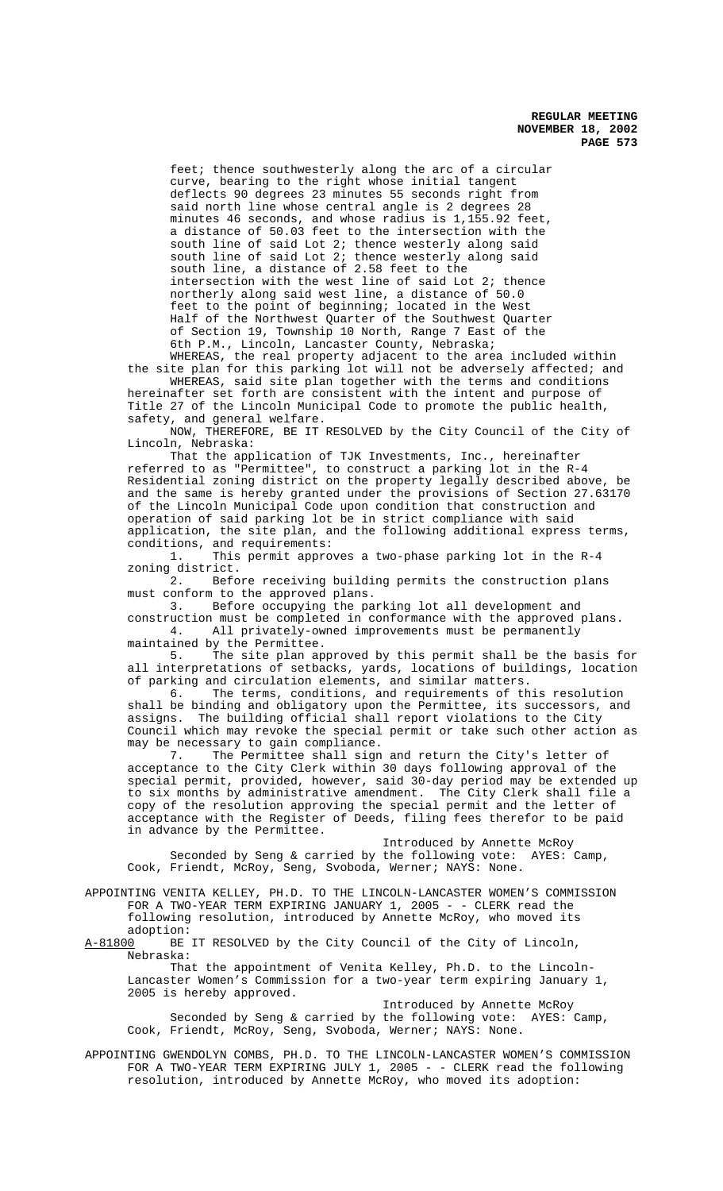feet; thence southwesterly along the arc of a circular curve, bearing to the right whose initial tangent deflects 90 degrees 23 minutes 55 seconds right from said north line whose central angle is 2 degrees 28 minutes 46 seconds, and whose radius is 1,155.92 feet, a distance of 50.03 feet to the intersection with the south line of said Lot 2; thence westerly along said south line of said Lot 2; thence westerly along said south line, a distance of 2.58 feet to the intersection with the west line of said Lot 2; thence northerly along said west line, a distance of 50.0 feet to the point of beginning; located in the West Half of the Northwest Quarter of the Southwest Quarter of Section 19, Township 10 North, Range 7 East of the 6th P.M., Lincoln, Lancaster County, Nebraska;

WHEREAS, the real property adjacent to the area included within the site plan for this parking lot will not be adversely affected; and

WHEREAS, said site plan together with the terms and conditions hereinafter set forth are consistent with the intent and purpose of Title 27 of the Lincoln Municipal Code to promote the public health, safety, and general welfare.

NOW, THEREFORE, BE IT RESOLVED by the City Council of the City of Lincoln, Nebraska:

That the application of TJK Investments, Inc., hereinafter referred to as "Permittee", to construct a parking lot in the R-4 Residential zoning district on the property legally described above, be and the same is hereby granted under the provisions of Section 27.63170 of the Lincoln Municipal Code upon condition that construction and operation of said parking lot be in strict compliance with said application, the site plan, and the following additional express terms, conditions, and requirements:

1. This permit approves a two-phase parking lot in the R-4 zoning district.
2. Before receiving building permits the construction plans must conform to the approved plans.
3. Before occupying the parking lot all development and construction must be completed in conformance with the approved plans.
4. All privately-owned improvements must be permanently maintained by the Permittee.
5. The site plan approved by this permit shall be the basis for all interpretations of setbacks, yards, locations of buildings, location of parking and circulation elements, and similar matters.
6. The terms, conditions, and requirements of this resolution shall be binding and obligatory upon the Permittee, its successors, and assigns. The building official shall report violations to the City Council which may revoke the special permit or take such other action as may be necessary to gain compliance.
7. The Permittee shall sign and return the City's letter of acceptance to the City Clerk within 30 days following approval of the special permit, provided, however, said 30-day period may be extended up to six months by administrative amendment. The City Clerk shall file a copy of the resolution approving the special permit and the letter of acceptance with the Register of Deeds, filing fees therefor to be paid in advance by the Permittee.

Introduced by Annette McRoy

Seconded by Seng & carried by the following vote: AYES: Camp, Cook, Friendt, McRoy, Seng, Svoboda, Werner; NAYS: None.

APPOINTING VENITA KELLEY, PH.D. TO THE LINCOLN-LANCASTER WOMEN'S COMMISSION FOR A TWO-YEAR TERM EXPIRING JANUARY 1, 2005 - - CLERK read the following resolution, introduced by Annette McRoy, who moved its adoption:

A-81800 BE IT RESOLVED by the City Council of the City of Lincoln, Nebraska:

That the appointment of Venita Kelley, Ph.D. to the Lincoln-Lancaster Women's Commission for a two-year term expiring January 1, 2005 is hereby approved.

Introduced by Annette McRoy

Seconded by Seng & carried by the following vote: AYES: Camp, Cook, Friendt, McRoy, Seng, Svoboda, Werner; NAYS: None.

APPOINTING GWENDOLYN COMBS, PH.D. TO THE LINCOLN-LANCASTER WOMEN'S COMMISSION FOR A TWO-YEAR TERM EXPIRING JULY 1, 2005 - - CLERK read the following resolution, introduced by Annette McRoy, who moved its adoption: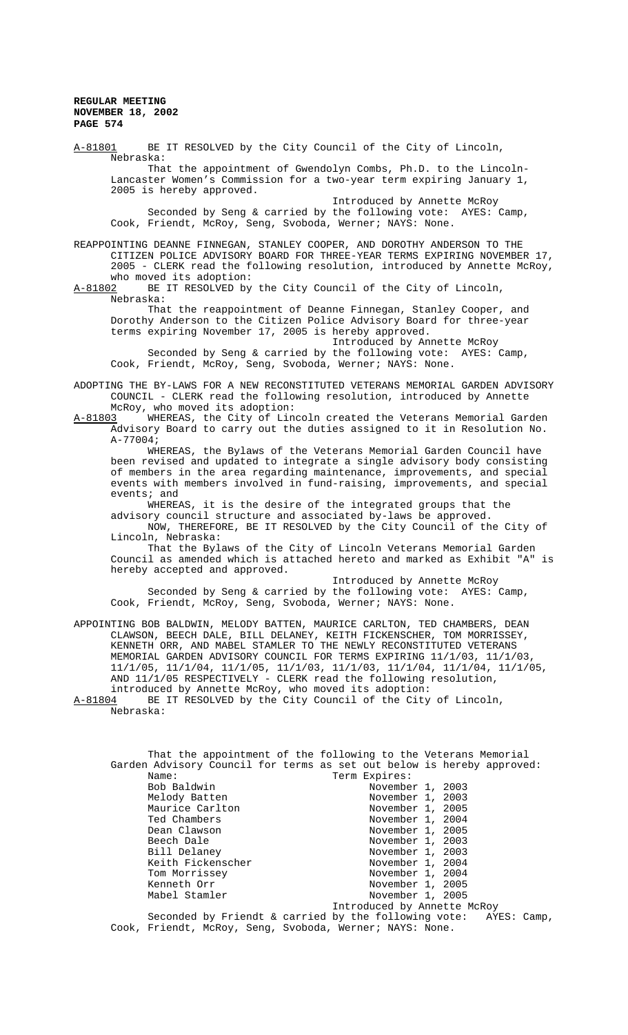A-81801 BE IT RESOLVED by the City Council of the City of Lincoln, Nebraska:

That the appointment of Gwendolyn Combs, Ph.D. to the Lincoln-Lancaster Women's Commission for a two-year term expiring January 1, 2005 is hereby approved.

Introduced by Annette McRoy

Seconded by Seng & carried by the following vote: AYES: Camp, Cook, Friendt, McRoy, Seng, Svoboda, Werner; NAYS: None.

REAPPOINTING DEANNE FINNEGAN, STANLEY COOPER, AND DOROTHY ANDERSON TO THE CITIZEN POLICE ADVISORY BOARD FOR THREE-YEAR TERMS EXPIRING NOVEMBER 17, 2005 - CLERK read the following resolution, introduced by Annette McRoy, who moved its adoption:

A-81802 BE IT RESOLVED by the City Council of the City of Lincoln, Nebraska:

That the reappointment of Deanne Finnegan, Stanley Cooper, and Dorothy Anderson to the Citizen Police Advisory Board for three-year terms expiring November 17, 2005 is hereby approved.

Introduced by Annette McRoy

Seconded by Seng & carried by the following vote: AYES: Camp, Cook, Friendt, McRoy, Seng, Svoboda, Werner; NAYS: None.

ADOPTING THE BY-LAWS FOR A NEW RECONSTITUTED VETERANS MEMORIAL GARDEN ADVISORY COUNCIL - CLERK read the following resolution, introduced by Annette McRoy, who moved its adoption:

A-81803 WHEREAS, the City of Lincoln created the Veterans Memorial Garden Advisory Board to carry out the duties assigned to it in Resolution No. A-77004;

WHEREAS, the Bylaws of the Veterans Memorial Garden Council have been revised and updated to integrate a single advisory body consisting of members in the area regarding maintenance, improvements, and special events with members involved in fund-raising, improvements, and special events; and

WHEREAS, it is the desire of the integrated groups that the advisory council structure and associated by-laws be approved.

NOW, THEREFORE, BE IT RESOLVED by the City Council of the City of Lincoln, Nebraska:

That the Bylaws of the City of Lincoln Veterans Memorial Garden Council as amended which is attached hereto and marked as Exhibit "A" is hereby accepted and approved.

Introduced by Annette McRoy

Seconded by Seng & carried by the following vote: AYES: Camp, Cook, Friendt, McRoy, Seng, Svoboda, Werner; NAYS: None.

APPOINTING BOB BALDWIN, MELODY BATTEN, MAURICE CARLTON, TED CHAMBERS, DEAN CLAWSON, BEECH DALE, BILL DELANEY, KEITH FICKENSCHER, TOM MORRISSEY, KENNETH ORR, AND MABEL STAMLER TO THE NEWLY RECONSTITUTED VETERANS MEMORIAL GARDEN ADVISORY COUNCIL FOR TERMS EXPIRING 11/1/03, 11/1/03, 11/1/05, 11/1/04, 11/1/05, 11/1/03, 11/1/03, 11/1/04, 11/1/04, 11/1/05, AND 11/1/05 RESPECTIVELY - CLERK read the following resolution, introduced by Annette McRoy, who moved its adoption:

A-81804 BE IT RESOLVED by the City Council of the City of Lincoln, Nebraska:

That the appointment of the following to the Veterans Memorial Garden Advisory Council for terms as set out below is hereby approved:

| Name: | Term Expires: |
|---|---|
| Bob Baldwin | November 1, 2003 |
| Melody Batten | November 1, 2003 |
| Maurice Carlton | November 1, 2005 |
| Ted Chambers | November 1, 2004 |
| Dean Clawson | November 1, 2005 |
| Beech Dale | November 1, 2003 |
| Bill Delaney | November 1, 2003 |
| Keith Fickenscher | November 1, 2004 |
| Tom Morrissey | November 1, 2004 |
| Kenneth Orr | November 1, 2005 |
| Mabel Stamler | November 1, 2005 |

Introduced by Annette McRoy

Seconded by Friendt & carried by the following vote: AYES: Camp, Cook, Friendt, McRoy, Seng, Svoboda, Werner; NAYS: None.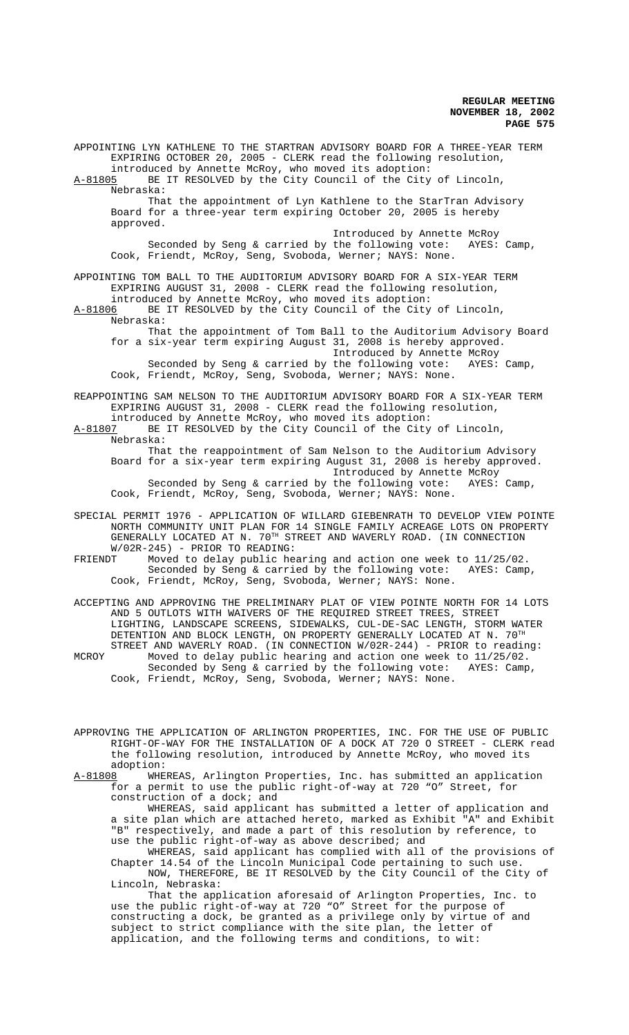APPOINTING LYN KATHLENE TO THE STARTRAN ADVISORY BOARD FOR A THREE-YEAR TERM EXPIRING OCTOBER 20, 2005 - CLERK read the following resolution, introduced by Annette McRoy, who moved its adoption:

A-81805 BE IT RESOLVED by the City Council of the City of Lincoln, Nebraska:

That the appointment of Lyn Kathlene to the StarTran Advisory Board for a three-year term expiring October 20, 2005 is hereby approved.

Introduced by Annette McRoy

Seconded by Seng & carried by the following vote: AYES: Camp, Cook, Friendt, McRoy, Seng, Svoboda, Werner; NAYS: None.

APPOINTING TOM BALL TO THE AUDITORIUM ADVISORY BOARD FOR A SIX-YEAR TERM EXPIRING AUGUST 31, 2008 - CLERK read the following resolution, introduced by Annette McRoy, who moved its adoption:

A-81806 BE IT RESOLVED by the City Council of the City of Lincoln, Nebraska:

That the appointment of Tom Ball to the Auditorium Advisory Board for a six-year term expiring August 31, 2008 is hereby approved.

Introduced by Annette McRoy

Seconded by Seng & carried by the following vote: AYES: Camp, Cook, Friendt, McRoy, Seng, Svoboda, Werner; NAYS: None.

REAPPOINTING SAM NELSON TO THE AUDITORIUM ADVISORY BOARD FOR A SIX-YEAR TERM EXPIRING AUGUST 31, 2008 - CLERK read the following resolution, introduced by Annette McRoy, who moved its adoption:

A-81807 BE IT RESOLVED by the City Council of the City of Lincoln, Nebraska:

That the reappointment of Sam Nelson to the Auditorium Advisory Board for a six-year term expiring August 31, 2008 is hereby approved.

Introduced by Annette McRoy

Seconded by Seng & carried by the following vote: AYES: Camp, Cook, Friendt, McRoy, Seng, Svoboda, Werner; NAYS: None.

SPECIAL PERMIT 1976 - APPLICATION OF WILLARD GIEBENRATH TO DEVELOP VIEW POINTE NORTH COMMUNITY UNIT PLAN FOR 14 SINGLE FAMILY ACREAGE LOTS ON PROPERTY GENERALLY LOCATED AT N. 70TH STREET AND WAVERLY ROAD. (IN CONNECTION W/02R-245) - PRIOR TO READING:

FRIENDT Moved to delay public hearing and action one week to 11/25/02.

Seconded by Seng & carried by the following vote: AYES: Camp, Cook, Friendt, McRoy, Seng, Svoboda, Werner; NAYS: None.

ACCEPTING AND APPROVING THE PRELIMINARY PLAT OF VIEW POINTE NORTH FOR 14 LOTS AND 5 OUTLOTS WITH WAIVERS OF THE REQUIRED STREET TREES, STREET LIGHTING, LANDSCAPE SCREENS, SIDEWALKS, CUL-DE-SAC LENGTH, STORM WATER DETENTION AND BLOCK LENGTH, ON PROPERTY GENERALLY LOCATED AT N. 70TH STREET AND WAVERLY ROAD. (IN CONNECTION W/02R-244) - PRIOR to reading:

MCROY Moved to delay public hearing and action one week to 11/25/02.

Seconded by Seng & carried by the following vote: AYES: Camp, Cook, Friendt, McRoy, Seng, Svoboda, Werner; NAYS: None.

APPROVING THE APPLICATION OF ARLINGTON PROPERTIES, INC. FOR THE USE OF PUBLIC RIGHT-OF-WAY FOR THE INSTALLATION OF A DOCK AT 720 O STREET - CLERK read the following resolution, introduced by Annette McRoy, who moved its adoption:

A-81808 WHEREAS, Arlington Properties, Inc. has submitted an application for a permit to use the public right-of-way at 720 "O" Street, for construction of a dock; and

WHEREAS, said applicant has submitted a letter of application and a site plan which are attached hereto, marked as Exhibit "A" and Exhibit "B" respectively, and made a part of this resolution by reference, to use the public right-of-way as above described; and

WHEREAS, said applicant has complied with all of the provisions of Chapter 14.54 of the Lincoln Municipal Code pertaining to such use.

NOW, THEREFORE, BE IT RESOLVED by the City Council of the City of Lincoln, Nebraska:

That the application aforesaid of Arlington Properties, Inc. to use the public right-of-way at 720 "O" Street for the purpose of constructing a dock, be granted as a privilege only by virtue of and subject to strict compliance with the site plan, the letter of application, and the following terms and conditions, to wit: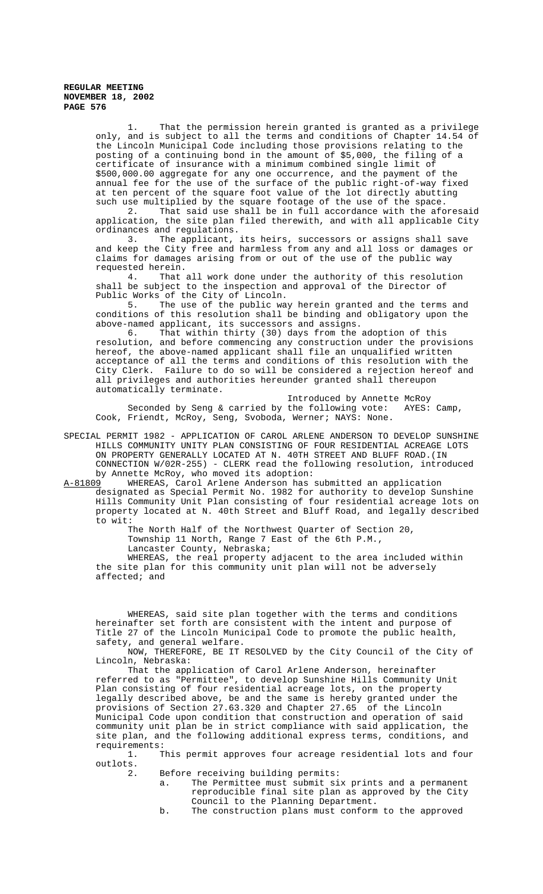1. That the permission herein granted is granted as a privilege only, and is subject to all the terms and conditions of Chapter 14.54 of the Lincoln Municipal Code including those provisions relating to the posting of a continuing bond in the amount of $5,000, the filing of a certificate of insurance with a minimum combined single limit of $500,000.00 aggregate for any one occurrence, and the payment of the annual fee for the use of the surface of the public right-of-way fixed at ten percent of the square foot value of the lot directly abutting such use multiplied by the square footage of the use of the space.

2. That said use shall be in full accordance with the aforesaid application, the site plan filed therewith, and with all applicable City ordinances and regulations.

3. The applicant, its heirs, successors or assigns shall save and keep the City free and harmless from any and all loss or damages or claims for damages arising from or out of the use of the public way requested herein.

4. That all work done under the authority of this resolution shall be subject to the inspection and approval of the Director of Public Works of the City of Lincoln.

5. The use of the public way herein granted and the terms and conditions of this resolution shall be binding and obligatory upon the above-named applicant, its successors and assigns.

6. That within thirty (30) days from the adoption of this resolution, and before commencing any construction under the provisions hereof, the above-named applicant shall file an unqualified written acceptance of all the terms and conditions of this resolution with the City Clerk. Failure to do so will be considered a rejection hereof and all privileges and authorities hereunder granted shall thereupon automatically terminate.

Introduced by Annette McRoy

Seconded by Seng & carried by the following vote: AYES: Camp, Cook, Friendt, McRoy, Seng, Svoboda, Werner; NAYS: None.

SPECIAL PERMIT 1982 - APPLICATION OF CAROL ARLENE ANDERSON TO DEVELOP SUNSHINE HILLS COMMUNITY UNITY PLAN CONSISTING OF FOUR RESIDENTIAL ACREAGE LOTS ON PROPERTY GENERALLY LOCATED AT N. 40TH STREET AND BLUFF ROAD.(IN CONNECTION W/02R-255) - CLERK read the following resolution, introduced by Annette McRoy, who moved its adoption:

A-81809 WHEREAS, Carol Arlene Anderson has submitted an application designated as Special Permit No. 1982 for authority to develop Sunshine Hills Community Unit Plan consisting of four residential acreage lots on property located at N. 40th Street and Bluff Road, and legally described to wit:

The North Half of the Northwest Quarter of Section 20,
Township 11 North, Range 7 East of the 6th P.M.,
Lancaster County, Nebraska;

WHEREAS, the real property adjacent to the area included within the site plan for this community unit plan will not be adversely affected; and

WHEREAS, said site plan together with the terms and conditions hereinafter set forth are consistent with the intent and purpose of Title 27 of the Lincoln Municipal Code to promote the public health, safety, and general welfare.

NOW, THEREFORE, BE IT RESOLVED by the City Council of the City of Lincoln, Nebraska:

That the application of Carol Arlene Anderson, hereinafter referred to as "Permittee", to develop Sunshine Hills Community Unit Plan consisting of four residential acreage lots, on the property legally described above, be and the same is hereby granted under the provisions of Section 27.63.320 and Chapter 27.65 of the Lincoln Municipal Code upon condition that construction and operation of said community unit plan be in strict compliance with said application, the site plan, and the following additional express terms, conditions, and requirements:

1. This permit approves four acreage residential lots and four outlots.

2. Before receiving building permits:

   a. The Permittee must submit six prints and a permanent reproducible final site plan as approved by the City Council to the Planning Department.

   b. The construction plans must conform to the approved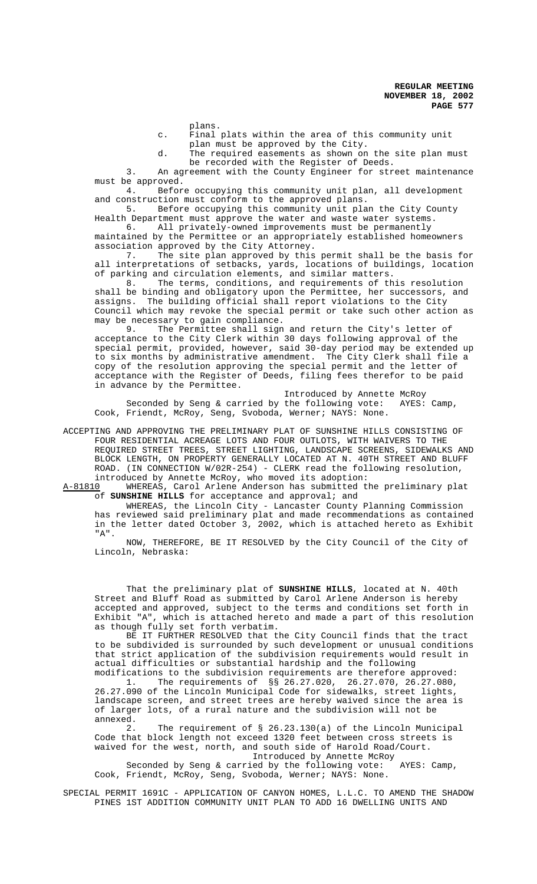plans.

c. Final plats within the area of this community unit plan must be approved by the City.

d. The required easements as shown on the site plan must be recorded with the Register of Deeds.

3. An agreement with the County Engineer for street maintenance must be approved.

4. Before occupying this community unit plan, all development and construction must conform to the approved plans.

5. Before occupying this community unit plan the City County Health Department must approve the water and waste water systems.

6. All privately-owned improvements must be permanently maintained by the Permittee or an appropriately established homeowners association approved by the City Attorney.

7. The site plan approved by this permit shall be the basis for all interpretations of setbacks, yards, locations of buildings, location of parking and circulation elements, and similar matters.

8. The terms, conditions, and requirements of this resolution shall be binding and obligatory upon the Permittee, her successors, and assigns. The building official shall report violations to the City Council which may revoke the special permit or take such other action as may be necessary to gain compliance.

9. The Permittee shall sign and return the City's letter of acceptance to the City Clerk within 30 days following approval of the special permit, provided, however, said 30-day period may be extended up to six months by administrative amendment. The City Clerk shall file a copy of the resolution approving the special permit and the letter of acceptance with the Register of Deeds, filing fees therefor to be paid in advance by the Permittee.

Introduced by Annette McRoy

Seconded by Seng & carried by the following vote: AYES: Camp, Cook, Friendt, McRoy, Seng, Svoboda, Werner; NAYS: None.

ACCEPTING AND APPROVING THE PRELIMINARY PLAT OF SUNSHINE HILLS CONSISTING OF FOUR RESIDENTIAL ACREAGE LOTS AND FOUR OUTLOTS, WITH WAIVERS TO THE REQUIRED STREET TREES, STREET LIGHTING, LANDSCAPE SCREENS, SIDEWALKS AND BLOCK LENGTH, ON PROPERTY GENERALLY LOCATED AT N. 40TH STREET AND BLUFF ROAD. (IN CONNECTION W/02R-254) - CLERK read the following resolution, introduced by Annette McRoy, who moved its adoption:

A-81810 WHEREAS, Carol Arlene Anderson has submitted the preliminary plat of **SUNSHINE HILLS** for acceptance and approval; and

WHEREAS, the Lincoln City - Lancaster County Planning Commission has reviewed said preliminary plat and made recommendations as contained in the letter dated October 3, 2002, which is attached hereto as Exhibit "A".

NOW, THEREFORE, BE IT RESOLVED by the City Council of the City of Lincoln, Nebraska:

That the preliminary plat of **SUNSHINE HILLS**, located at N. 40th Street and Bluff Road as submitted by Carol Arlene Anderson is hereby accepted and approved, subject to the terms and conditions set forth in Exhibit "A", which is attached hereto and made a part of this resolution as though fully set forth verbatim.

BE IT FURTHER RESOLVED that the City Council finds that the tract to be subdivided is surrounded by such development or unusual conditions that strict application of the subdivision requirements would result in actual difficulties or substantial hardship and the following modifications to the subdivision requirements are therefore approved:

1. The requirements of §§ 26.27.020, 26.27.070, 26.27.080, 26.27.090 of the Lincoln Municipal Code for sidewalks, street lights, landscape screen, and street trees are hereby waived since the area is of larger lots, of a rural nature and the subdivision will not be annexed.

2. The requirement of § 26.23.130(a) of the Lincoln Municipal Code that block length not exceed 1320 feet between cross streets is waived for the west, north, and south side of Harold Road/Court.

Introduced by Annette McRoy

Seconded by Seng & carried by the following vote: AYES: Camp, Cook, Friendt, McRoy, Seng, Svoboda, Werner; NAYS: None.

SPECIAL PERMIT 1691C - APPLICATION OF CANYON HOMES, L.L.C. TO AMEND THE SHADOW PINES 1ST ADDITION COMMUNITY UNIT PLAN TO ADD 16 DWELLING UNITS AND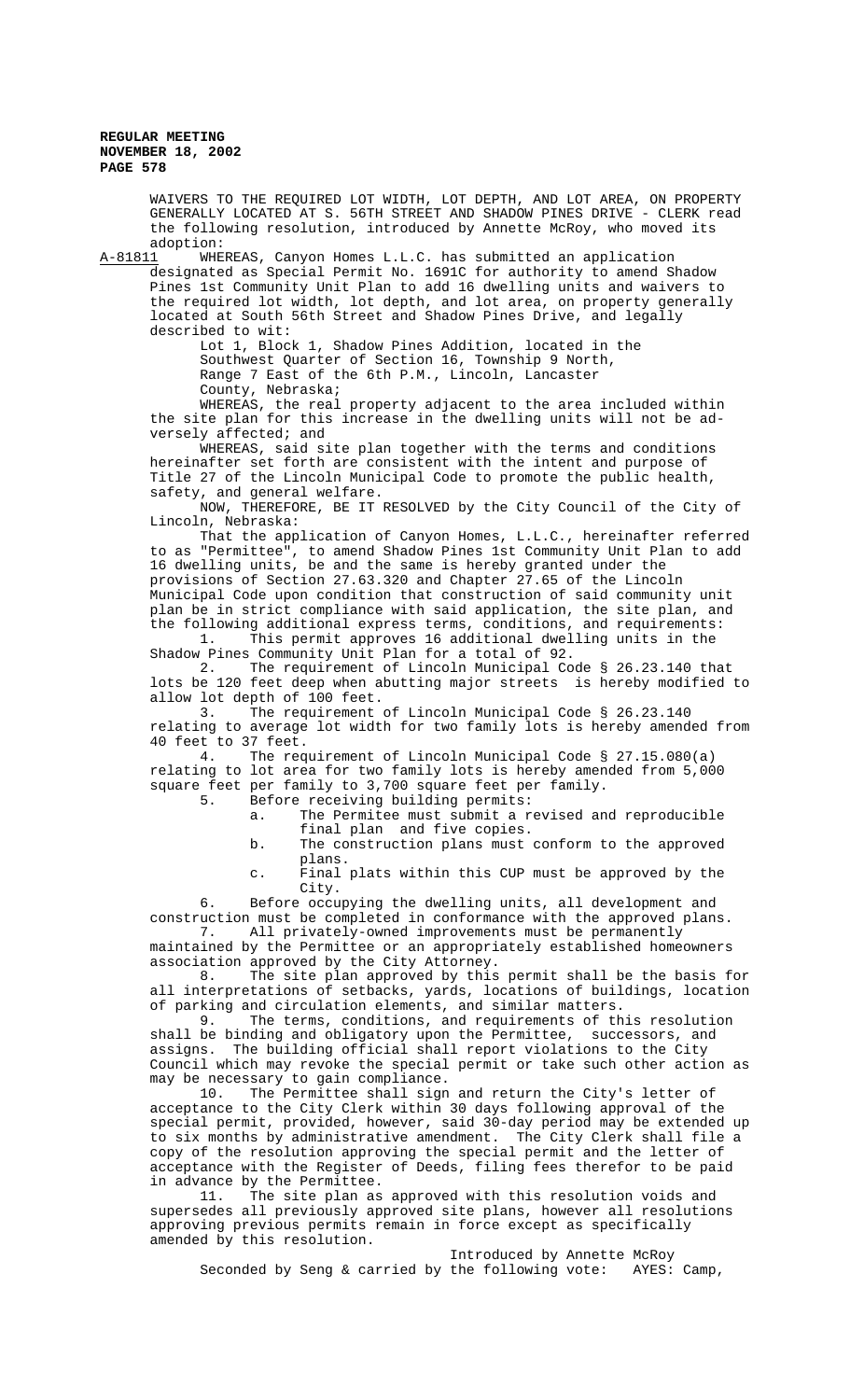WAIVERS TO THE REQUIRED LOT WIDTH, LOT DEPTH, AND LOT AREA, ON PROPERTY GENERALLY LOCATED AT S. 56TH STREET AND SHADOW PINES DRIVE - CLERK read the following resolution, introduced by Annette McRoy, who moved its adoption:

A-81811 WHEREAS, Canyon Homes L.L.C. has submitted an application designated as Special Permit No. 1691C for authority to amend Shadow Pines 1st Community Unit Plan to add 16 dwelling units and waivers to the required lot width, lot depth, and lot area, on property generally located at South 56th Street and Shadow Pines Drive, and legally described to wit:

Lot 1, Block 1, Shadow Pines Addition, located in the Southwest Quarter of Section 16, Township 9 North, Range 7 East of the 6th P.M., Lincoln, Lancaster County, Nebraska;

WHEREAS, the real property adjacent to the area included within the site plan for this increase in the dwelling units will not be adversely affected; and

WHEREAS, said site plan together with the terms and conditions hereinafter set forth are consistent with the intent and purpose of Title 27 of the Lincoln Municipal Code to promote the public health, safety, and general welfare.

NOW, THEREFORE, BE IT RESOLVED by the City Council of the City of Lincoln, Nebraska:

That the application of Canyon Homes, L.L.C., hereinafter referred to as "Permittee", to amend Shadow Pines 1st Community Unit Plan to add 16 dwelling units, be and the same is hereby granted under the provisions of Section 27.63.320 and Chapter 27.65 of the Lincoln Municipal Code upon condition that construction of said community unit plan be in strict compliance with said application, the site plan, and the following additional express terms, conditions, and requirements:

1. This permit approves 16 additional dwelling units in the Shadow Pines Community Unit Plan for a total of 92.
2. The requirement of Lincoln Municipal Code § 26.23.140 that lots be 120 feet deep when abutting major streets is hereby modified to allow lot depth of 100 feet.
3. The requirement of Lincoln Municipal Code § 26.23.140 relating to average lot width for two family lots is hereby amended from 40 feet to 37 feet.
4. The requirement of Lincoln Municipal Code § 27.15.080(a) relating to lot area for two family lots is hereby amended from 5,000 square feet per family to 3,700 square feet per family.
5. Before receiving building permits:
   a. The Permitee must submit a revised and reproducible final plan and five copies.
   b. The construction plans must conform to the approved plans.
   c. Final plats within this CUP must be approved by the City.
6. Before occupying the dwelling units, all development and construction must be completed in conformance with the approved plans.
7. All privately-owned improvements must be permanently maintained by the Permittee or an appropriately established homeowners association approved by the City Attorney.
8. The site plan approved by this permit shall be the basis for all interpretations of setbacks, yards, locations of buildings, location of parking and circulation elements, and similar matters.
9. The terms, conditions, and requirements of this resolution shall be binding and obligatory upon the Permittee, successors, and assigns. The building official shall report violations to the City Council which may revoke the special permit or take such other action as may be necessary to gain compliance.
10. The Permittee shall sign and return the City's letter of acceptance to the City Clerk within 30 days following approval of the special permit, provided, however, said 30-day period may be extended up to six months by administrative amendment. The City Clerk shall file a copy of the resolution approving the special permit and the letter of acceptance with the Register of Deeds, filing fees therefor to be paid in advance by the Permittee.
11. The site plan as approved with this resolution voids and supersedes all previously approved site plans, however all resolutions approving previous permits remain in force except as specifically amended by this resolution.

Introduced by Annette McRoy

Seconded by Seng & carried by the following vote: AYES: Camp,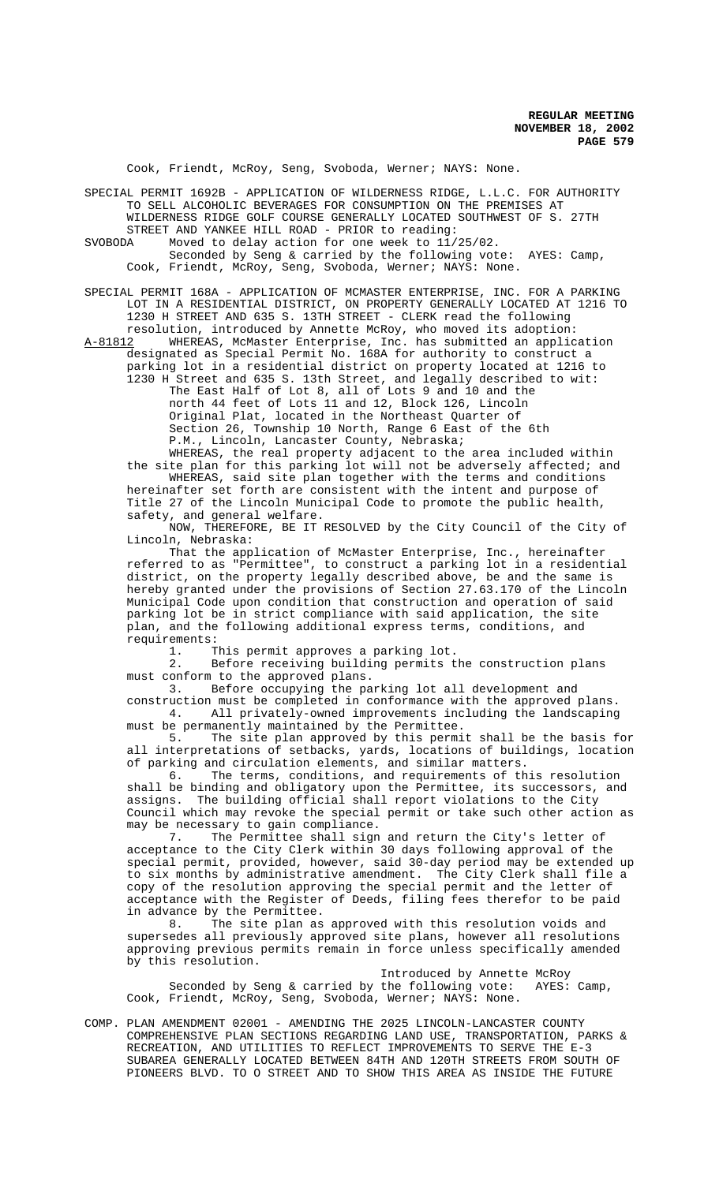Cook, Friendt, McRoy, Seng, Svoboda, Werner; NAYS: None.

SPECIAL PERMIT 1692B - APPLICATION OF WILDERNESS RIDGE, L.L.C. FOR AUTHORITY TO SELL ALCOHOLIC BEVERAGES FOR CONSUMPTION ON THE PREMISES AT WILDERNESS RIDGE GOLF COURSE GENERALLY LOCATED SOUTHWEST OF S. 27TH STREET AND YANKEE HILL ROAD - PRIOR to reading:

SVOBODA Moved to delay action for one week to 11/25/02.

Seconded by Seng & carried by the following vote: AYES: Camp, Cook, Friendt, McRoy, Seng, Svoboda, Werner; NAYS: None.

SPECIAL PERMIT 168A - APPLICATION OF MCMASTER ENTERPRISE, INC. FOR A PARKING LOT IN A RESIDENTIAL DISTRICT, ON PROPERTY GENERALLY LOCATED AT 1216 TO 1230 H STREET AND 635 S. 13TH STREET - CLERK read the following resolution, introduced by Annette McRoy, who moved its adoption:

A-81812 WHEREAS, McMaster Enterprise, Inc. has submitted an application designated as Special Permit No. 168A for authority to construct a parking lot in a residential district on property located at 1216 to 1230 H Street and 635 S. 13th Street, and legally described to wit:

The East Half of Lot 8, all of Lots 9 and 10 and the north 44 feet of Lots 11 and 12, Block 126, Lincoln Original Plat, located in the Northeast Quarter of Section 26, Township 10 North, Range 6 East of the 6th P.M., Lincoln, Lancaster County, Nebraska;

WHEREAS, the real property adjacent to the area included within the site plan for this parking lot will not be adversely affected; and

WHEREAS, said site plan together with the terms and conditions hereinafter set forth are consistent with the intent and purpose of Title 27 of the Lincoln Municipal Code to promote the public health, safety, and general welfare.

NOW, THEREFORE, BE IT RESOLVED by the City Council of the City of Lincoln, Nebraska:

That the application of McMaster Enterprise, Inc., hereinafter referred to as "Permittee", to construct a parking lot in a residential district, on the property legally described above, be and the same is hereby granted under the provisions of Section 27.63.170 of the Lincoln Municipal Code upon condition that construction and operation of said parking lot be in strict compliance with said application, the site plan, and the following additional express terms, conditions, and requirements:

1. This permit approves a parking lot.

2. Before receiving building permits the construction plans must conform to the approved plans.

3. Before occupying the parking lot all development and construction must be completed in conformance with the approved plans.

4. All privately-owned improvements including the landscaping must be permanently maintained by the Permittee.

5. The site plan approved by this permit shall be the basis for all interpretations of setbacks, yards, locations of buildings, location of parking and circulation elements, and similar matters.

6. The terms, conditions, and requirements of this resolution shall be binding and obligatory upon the Permittee, its successors, and assigns. The building official shall report violations to the City Council which may revoke the special permit or take such other action as may be necessary to gain compliance.

7. The Permittee shall sign and return the City's letter of acceptance to the City Clerk within 30 days following approval of the special permit, provided, however, said 30-day period may be extended up to six months by administrative amendment. The City Clerk shall file a copy of the resolution approving the special permit and the letter of acceptance with the Register of Deeds, filing fees therefor to be paid in advance by the Permittee.

8. The site plan as approved with this resolution voids and supersedes all previously approved site plans, however all resolutions approving previous permits remain in force unless specifically amended by this resolution.

Introduced by Annette McRoy

Seconded by Seng & carried by the following vote: AYES: Camp, Cook, Friendt, McRoy, Seng, Svoboda, Werner; NAYS: None.

COMP. PLAN AMENDMENT 02001 - AMENDING THE 2025 LINCOLN-LANCASTER COUNTY COMPREHENSIVE PLAN SECTIONS REGARDING LAND USE, TRANSPORTATION, PARKS & RECREATION, AND UTILITIES TO REFLECT IMPROVEMENTS TO SERVE THE E-3 SUBAREA GENERALLY LOCATED BETWEEN 84TH AND 120TH STREETS FROM SOUTH OF PIONEERS BLVD. TO O STREET AND TO SHOW THIS AREA AS INSIDE THE FUTURE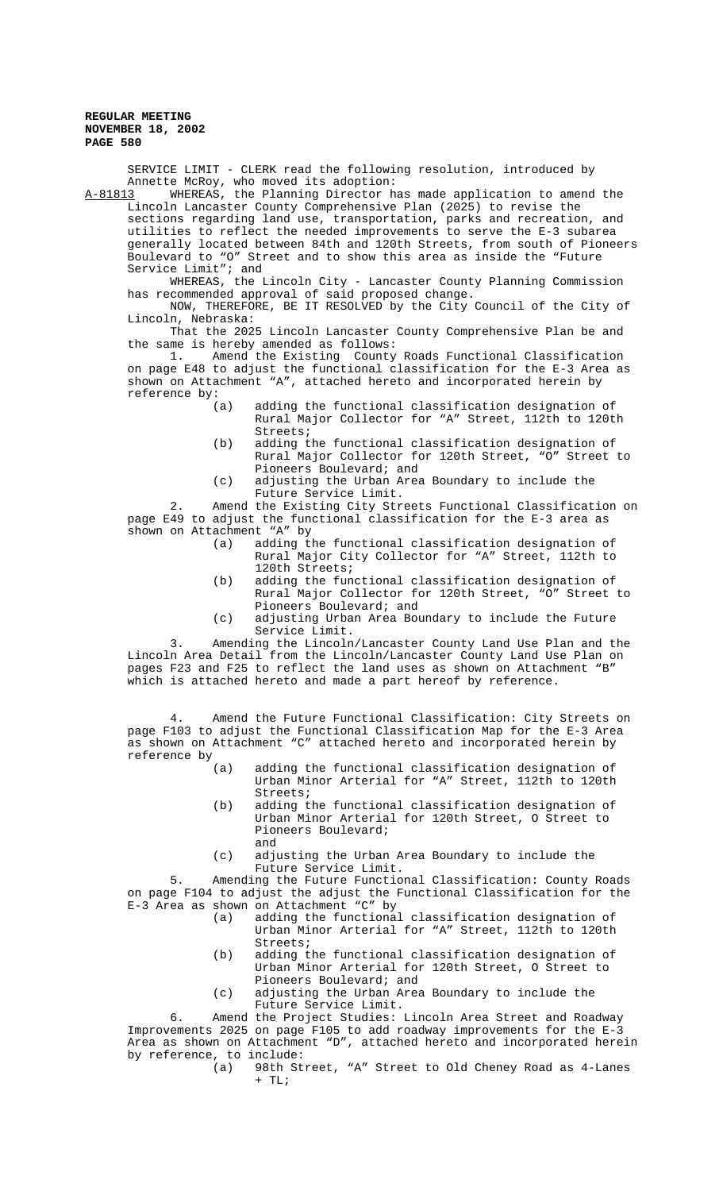SERVICE LIMIT - CLERK read the following resolution, introduced by Annette McRoy, who moved its adoption:

A-81813 WHEREAS, the Planning Director has made application to amend the Lincoln Lancaster County Comprehensive Plan (2025) to revise the sections regarding land use, transportation, parks and recreation, and utilities to reflect the needed improvements to serve the E-3 subarea generally located between 84th and 120th Streets, from south of Pioneers Boulevard to "O" Street and to show this area as inside the "Future Service Limit"; and

WHEREAS, the Lincoln City - Lancaster County Planning Commission has recommended approval of said proposed change.

NOW, THEREFORE, BE IT RESOLVED by the City Council of the City of Lincoln, Nebraska:

That the 2025 Lincoln Lancaster County Comprehensive Plan be and the same is hereby amended as follows:

1. Amend the Existing County Roads Functional Classification on page E48 to adjust the functional classification for the E-3 Area as shown on Attachment "A", attached hereto and incorporated herein by reference by:
   - (a) adding the functional classification designation of Rural Major Collector for "A" Street, 112th to 120th Streets;
   - (b) adding the functional classification designation of Rural Major Collector for 120th Street, "O" Street to Pioneers Boulevard; and
   - (c) adjusting the Urban Area Boundary to include the Future Service Limit.

2. Amend the Existing City Streets Functional Classification on page E49 to adjust the functional classification for the E-3 area as shown on Attachment "A" by
   - (a) adding the functional classification designation of Rural Major City Collector for "A" Street, 112th to 120th Streets;
   - (b) adding the functional classification designation of Rural Major Collector for 120th Street, "O" Street to Pioneers Boulevard; and
   - (c) adjusting Urban Area Boundary to include the Future Service Limit.

3. Amending the Lincoln/Lancaster County Land Use Plan and the Lincoln Area Detail from the Lincoln/Lancaster County Land Use Plan on pages F23 and F25 to reflect the land uses as shown on Attachment "B" which is attached hereto and made a part hereof by reference.

4. Amend the Future Functional Classification: City Streets on page F103 to adjust the Functional Classification Map for the E-3 Area as shown on Attachment "C" attached hereto and incorporated herein by reference by
   - (a) adding the functional classification designation of Urban Minor Arterial for "A" Street, 112th to 120th Streets;
   - (b) adding the functional classification designation of Urban Minor Arterial for 120th Street, O Street to Pioneers Boulevard; and
   - (c) adjusting the Urban Area Boundary to include the Future Service Limit.

5. Amending the Future Functional Classification: County Roads on page F104 to adjust the adjust the Functional Classification for the E-3 Area as shown on Attachment "C" by
   - (a) adding the functional classification designation of Urban Minor Arterial for "A" Street, 112th to 120th Streets;
   - (b) adding the functional classification designation of Urban Minor Arterial for 120th Street, O Street to Pioneers Boulevard; and
   - (c) adjusting the Urban Area Boundary to include the Future Service Limit.

6. Amend the Project Studies: Lincoln Area Street and Roadway Improvements 2025 on page F105 to add roadway improvements for the E-3 Area as shown on Attachment "D", attached hereto and incorporated herein by reference, to include:
   - (a) 98th Street, "A" Street to Old Cheney Road as 4-Lanes + TL;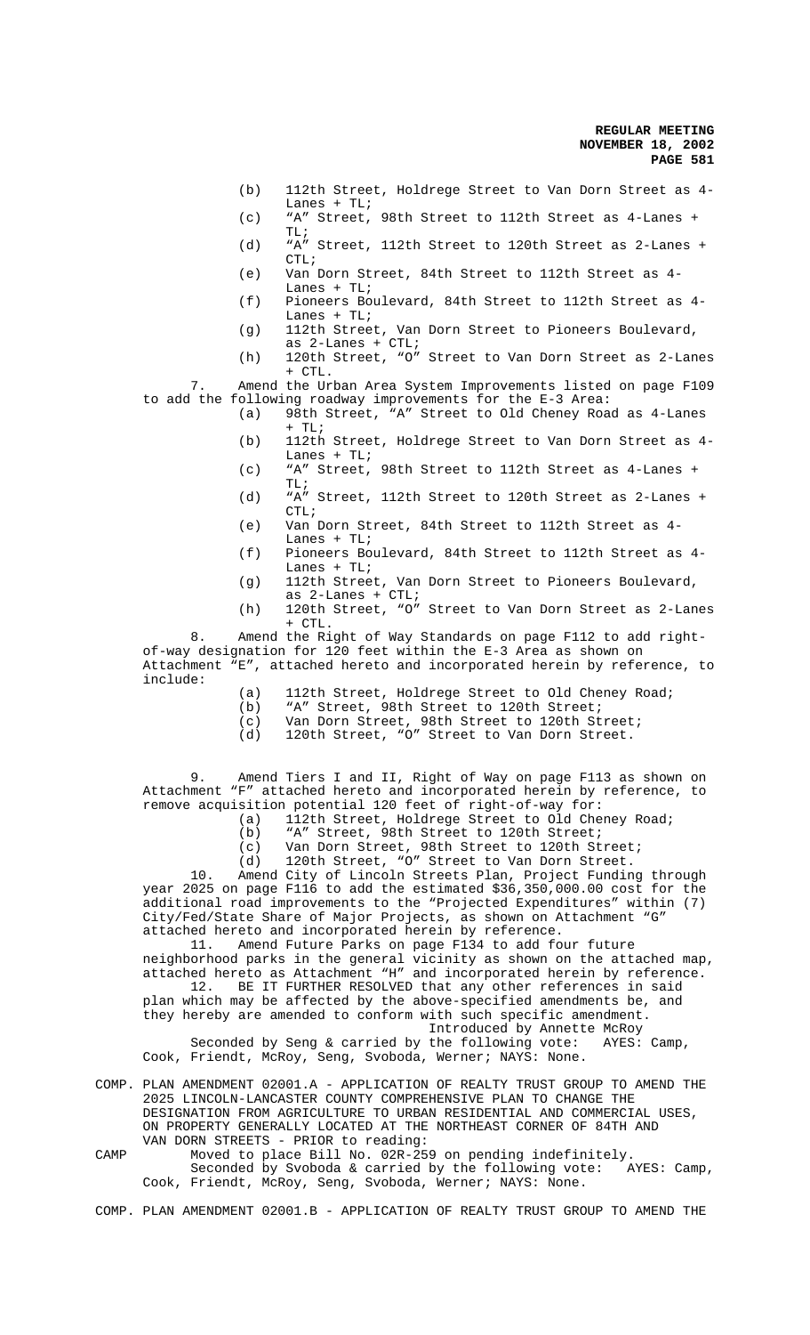(b) 112th Street, Holdrege Street to Van Dorn Street as 4-Lanes + TL;
(c) "A" Street, 98th Street to 112th Street as 4-Lanes + TL;
(d) "A" Street, 112th Street to 120th Street as 2-Lanes + CTL;
(e) Van Dorn Street, 84th Street to 112th Street as 4-Lanes + TL;
(f) Pioneers Boulevard, 84th Street to 112th Street as 4-Lanes + TL;
(g) 112th Street, Van Dorn Street to Pioneers Boulevard, as 2-Lanes + CTL;
(h) 120th Street, "O" Street to Van Dorn Street as 2-Lanes + CTL.

7. Amend the Urban Area System Improvements listed on page F109 to add the following roadway improvements for the E-3 Area:

(a) 98th Street, "A" Street to Old Cheney Road as 4-Lanes + TL;
(b) 112th Street, Holdrege Street to Van Dorn Street as 4-Lanes + TL;
(c) "A" Street, 98th Street to 112th Street as 4-Lanes + TL;
(d) "A" Street, 112th Street to 120th Street as 2-Lanes + CTL;
(e) Van Dorn Street, 84th Street to 112th Street as 4-Lanes + TL;
(f) Pioneers Boulevard, 84th Street to 112th Street as 4-Lanes + TL;
(g) 112th Street, Van Dorn Street to Pioneers Boulevard, as 2-Lanes + CTL;
(h) 120th Street, "O" Street to Van Dorn Street as 2-Lanes + CTL.

8. Amend the Right of Way Standards on page F112 to add right-of-way designation for 120 feet within the E-3 Area as shown on Attachment "E", attached hereto and incorporated herein by reference, to include:

(a) 112th Street, Holdrege Street to Old Cheney Road;
(b) "A" Street, 98th Street to 120th Street;
(c) Van Dorn Street, 98th Street to 120th Street;
(d) 120th Street, "O" Street to Van Dorn Street.

9. Amend Tiers I and II, Right of Way on page F113 as shown on Attachment "F" attached hereto and incorporated herein by reference, to remove acquisition potential 120 feet of right-of-way for:

(a) 112th Street, Holdrege Street to Old Cheney Road;
(b) "A" Street, 98th Street to 120th Street;
(c) Van Dorn Street, 98th Street to 120th Street;
(d) 120th Street, "O" Street to Van Dorn Street.

10. Amend City of Lincoln Streets Plan, Project Funding through year 2025 on page F116 to add the estimated $36,350,000.00 cost for the additional road improvements to the "Projected Expenditures" within (7) City/Fed/State Share of Major Projects, as shown on Attachment "G" attached hereto and incorporated herein by reference.

11. Amend Future Parks on page F134 to add four future neighborhood parks in the general vicinity as shown on the attached map, attached hereto as Attachment "H" and incorporated herein by reference.

12. BE IT FURTHER RESOLVED that any other references in said plan which may be affected by the above-specified amendments be, and they hereby are amended to conform with such specific amendment.

Introduced by Annette McRoy

Seconded by Seng & carried by the following vote: AYES: Camp, Cook, Friendt, McRoy, Seng, Svoboda, Werner; NAYS: None.

COMP. PLAN AMENDMENT 02001.A - APPLICATION OF REALTY TRUST GROUP TO AMEND THE 2025 LINCOLN-LANCASTER COUNTY COMPREHENSIVE PLAN TO CHANGE THE DESIGNATION FROM AGRICULTURE TO URBAN RESIDENTIAL AND COMMERCIAL USES, ON PROPERTY GENERALLY LOCATED AT THE NORTHEAST CORNER OF 84TH AND VAN DORN STREETS - PRIOR to reading:

CAMP Moved to place Bill No. 02R-259 on pending indefinitely.
Seconded by Svoboda & carried by the following vote: AYES: Camp, Cook, Friendt, McRoy, Seng, Svoboda, Werner; NAYS: None.

COMP. PLAN AMENDMENT 02001.B - APPLICATION OF REALTY TRUST GROUP TO AMEND THE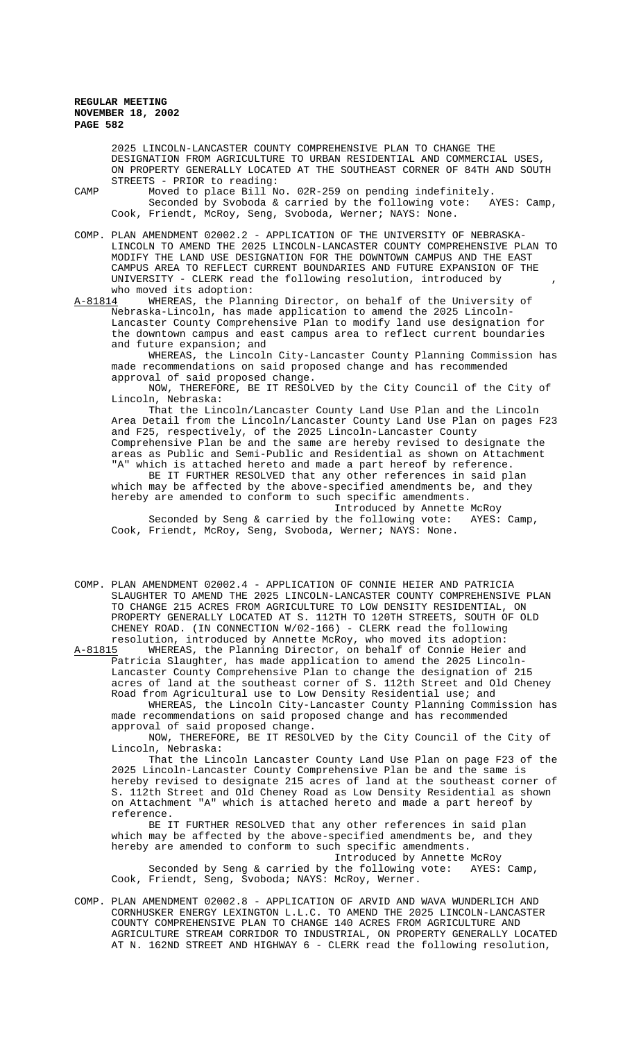2025 LINCOLN-LANCASTER COUNTY COMPREHENSIVE PLAN TO CHANGE THE DESIGNATION FROM AGRICULTURE TO URBAN RESIDENTIAL AND COMMERCIAL USES, ON PROPERTY GENERALLY LOCATED AT THE SOUTHEAST CORNER OF 84TH AND SOUTH STREETS - PRIOR to reading:

CAMP Moved to place Bill No. 02R-259 on pending indefinitely.
Seconded by Svoboda & carried by the following vote: AYES: Camp, Cook, Friendt, McRoy, Seng, Svoboda, Werner; NAYS: None.

COMP. PLAN AMENDMENT 02002.2 - APPLICATION OF THE UNIVERSITY OF NEBRASKA-LINCOLN TO AMEND THE 2025 LINCOLN-LANCASTER COUNTY COMPREHENSIVE PLAN TO MODIFY THE LAND USE DESIGNATION FOR THE DOWNTOWN CAMPUS AND THE EAST CAMPUS AREA TO REFLECT CURRENT BOUNDARIES AND FUTURE EXPANSION OF THE UNIVERSITY - CLERK read the following resolution, introduced by , who moved its adoption:

A-81814 WHEREAS, the Planning Director, on behalf of the University of Nebraska-Lincoln, has made application to amend the 2025 Lincoln-Lancaster County Comprehensive Plan to modify land use designation for the downtown campus and east campus area to reflect current boundaries and future expansion; and

WHEREAS, the Lincoln City-Lancaster County Planning Commission has made recommendations on said proposed change and has recommended approval of said proposed change.

NOW, THEREFORE, BE IT RESOLVED by the City Council of the City of Lincoln, Nebraska:

That the Lincoln/Lancaster County Land Use Plan and the Lincoln Area Detail from the Lincoln/Lancaster County Land Use Plan on pages F23 and F25, respectively, of the 2025 Lincoln-Lancaster County Comprehensive Plan be and the same are hereby revised to designate the areas as Public and Semi-Public and Residential as shown on Attachment "A" which is attached hereto and made a part hereof by reference.

BE IT FURTHER RESOLVED that any other references in said plan which may be affected by the above-specified amendments be, and they hereby are amended to conform to such specific amendments.

Introduced by Annette McRoy

Seconded by Seng & carried by the following vote: AYES: Camp, Cook, Friendt, McRoy, Seng, Svoboda, Werner; NAYS: None.

COMP. PLAN AMENDMENT 02002.4 - APPLICATION OF CONNIE HEIER AND PATRICIA SLAUGHTER TO AMEND THE 2025 LINCOLN-LANCASTER COUNTY COMPREHENSIVE PLAN TO CHANGE 215 ACRES FROM AGRICULTURE TO LOW DENSITY RESIDENTIAL, ON PROPERTY GENERALLY LOCATED AT S. 112TH TO 120TH STREETS, SOUTH OF OLD CHENEY ROAD. (IN CONNECTION W/02-166) - CLERK read the following resolution, introduced by Annette McRoy, who moved its adoption:

A-81815 WHEREAS, the Planning Director, on behalf of Connie Heier and Patricia Slaughter, has made application to amend the 2025 Lincoln-Lancaster County Comprehensive Plan to change the designation of 215 acres of land at the southeast corner of S. 112th Street and Old Cheney Road from Agricultural use to Low Density Residential use; and

WHEREAS, the Lincoln City-Lancaster County Planning Commission has made recommendations on said proposed change and has recommended approval of said proposed change.

NOW, THEREFORE, BE IT RESOLVED by the City Council of the City of Lincoln, Nebraska:

That the Lincoln Lancaster County Land Use Plan on page F23 of the 2025 Lincoln-Lancaster County Comprehensive Plan be and the same is hereby revised to designate 215 acres of land at the southeast corner of S. 112th Street and Old Cheney Road as Low Density Residential as shown on Attachment "A" which is attached hereto and made a part hereof by reference.

BE IT FURTHER RESOLVED that any other references in said plan which may be affected by the above-specified amendments be, and they hereby are amended to conform to such specific amendments.

Introduced by Annette McRoy

Seconded by Seng & carried by the following vote: AYES: Camp, Cook, Friendt, Seng, Svoboda; NAYS: McRoy, Werner.

COMP. PLAN AMENDMENT 02002.8 - APPLICATION OF ARVID AND WAVA WUNDERLICH AND CORNHUSKER ENERGY LEXINGTON L.L.C. TO AMEND THE 2025 LINCOLN-LANCASTER COUNTY COMPREHENSIVE PLAN TO CHANGE 140 ACRES FROM AGRICULTURE AND AGRICULTURE STREAM CORRIDOR TO INDUSTRIAL, ON PROPERTY GENERALLY LOCATED AT N. 162ND STREET AND HIGHWAY 6 - CLERK read the following resolution,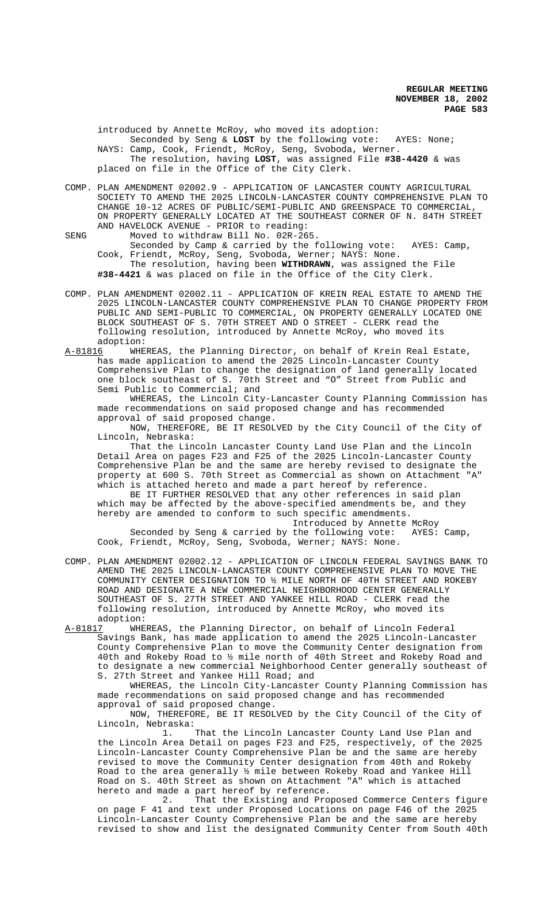introduced by Annette McRoy, who moved its adoption:
Seconded by Seng & **LOST** by the following vote: AYES: None; NAYS: Camp, Cook, Friendt, McRoy, Seng, Svoboda, Werner.
The resolution, having **LOST**, was assigned File **#38-4420** & was placed on file in the Office of the City Clerk.

COMP. PLAN AMENDMENT 02002.9 - APPLICATION OF LANCASTER COUNTY AGRICULTURAL SOCIETY TO AMEND THE 2025 LINCOLN-LANCASTER COUNTY COMPREHENSIVE PLAN TO CHANGE 10-12 ACRES OF PUBLIC/SEMI-PUBLIC AND GREENSPACE TO COMMERCIAL, ON PROPERTY GENERALLY LOCATED AT THE SOUTHEAST CORNER OF N. 84TH STREET AND HAVELOCK AVENUE - PRIOR to reading:

SENG Moved to withdraw Bill No. 02R-265.
Seconded by Camp & carried by the following vote: AYES: Camp, Cook, Friendt, McRoy, Seng, Svoboda, Werner; NAYS: None.
The resolution, having been **WITHDRAWN**, was assigned the File **#38-4421** & was placed on file in the Office of the City Clerk.

COMP. PLAN AMENDMENT 02002.11 - APPLICATION OF KREIN REAL ESTATE TO AMEND THE 2025 LINCOLN-LANCASTER COUNTY COMPREHENSIVE PLAN TO CHANGE PROPERTY FROM PUBLIC AND SEMI-PUBLIC TO COMMERCIAL, ON PROPERTY GENERALLY LOCATED ONE BLOCK SOUTHEAST OF S. 70TH STREET AND O STREET - CLERK read the following resolution, introduced by Annette McRoy, who moved its adoption:

A-81816 WHEREAS, the Planning Director, on behalf of Krein Real Estate, has made application to amend the 2025 Lincoln-Lancaster County Comprehensive Plan to change the designation of land generally located one block southeast of S. 70th Street and "O" Street from Public and Semi Public to Commercial; and

WHEREAS, the Lincoln City-Lancaster County Planning Commission has made recommendations on said proposed change and has recommended approval of said proposed change.

NOW, THEREFORE, BE IT RESOLVED by the City Council of the City of Lincoln, Nebraska:

That the Lincoln Lancaster County Land Use Plan and the Lincoln Detail Area on pages F23 and F25 of the 2025 Lincoln-Lancaster County Comprehensive Plan be and the same are hereby revised to designate the property at 600 S. 70th Street as Commercial as shown on Attachment "A" which is attached hereto and made a part hereof by reference.

BE IT FURTHER RESOLVED that any other references in said plan which may be affected by the above-specified amendments be, and they hereby are amended to conform to such specific amendments.

Introduced by Annette McRoy

Seconded by Seng & carried by the following vote: AYES: Camp, Cook, Friendt, McRoy, Seng, Svoboda, Werner; NAYS: None.

COMP. PLAN AMENDMENT 02002.12 - APPLICATION OF LINCOLN FEDERAL SAVINGS BANK TO AMEND THE 2025 LINCOLN-LANCASTER COUNTY COMPREHENSIVE PLAN TO MOVE THE COMMUNITY CENTER DESIGNATION TO ½ MILE NORTH OF 40TH STREET AND ROKEBY ROAD AND DESIGNATE A NEW COMMERCIAL NEIGHBORHOOD CENTER GENERALLY SOUTHEAST OF S. 27TH STREET AND YANKEE HILL ROAD - CLERK read the following resolution, introduced by Annette McRoy, who moved its adoption:

A-81817 WHEREAS, the Planning Director, on behalf of Lincoln Federal Savings Bank, has made application to amend the 2025 Lincoln-Lancaster County Comprehensive Plan to move the Community Center designation from 40th and Rokeby Road to ½ mile north of 40th Street and Rokeby Road and to designate a new commercial Neighborhood Center generally southeast of S. 27th Street and Yankee Hill Road; and

WHEREAS, the Lincoln City-Lancaster County Planning Commission has made recommendations on said proposed change and has recommended approval of said proposed change.

NOW, THEREFORE, BE IT RESOLVED by the City Council of the City of Lincoln, Nebraska:

1. That the Lincoln Lancaster County Land Use Plan and the Lincoln Area Detail on pages F23 and F25, respectively, of the 2025 Lincoln-Lancaster County Comprehensive Plan be and the same are hereby revised to move the Community Center designation from 40th and Rokeby Road to the area generally ½ mile between Rokeby Road and Yankee Hill Road on S. 40th Street as shown on Attachment "A" which is attached hereto and made a part hereof by reference.

2. That the Existing and Proposed Commerce Centers figure on page F 41 and text under Proposed Locations on page F46 of the 2025 Lincoln-Lancaster County Comprehensive Plan be and the same are hereby revised to show and list the designated Community Center from South 40th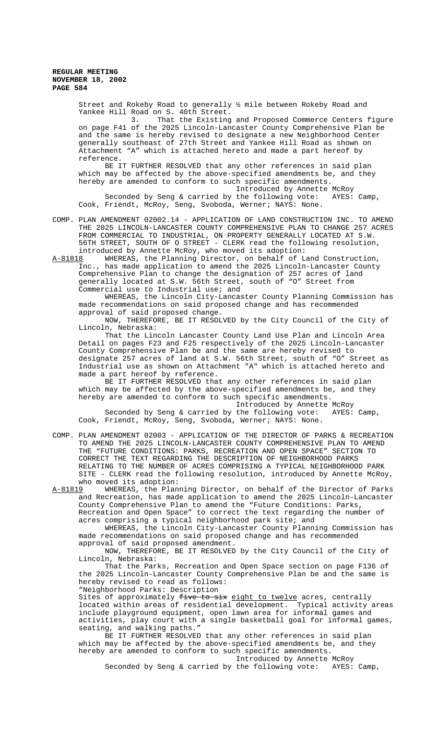Street and Rokeby Road to generally ½ mile between Rokeby Road and Yankee Hill Road on S. 40th Street.

3. That the Existing and Proposed Commerce Centers figure on page F41 of the 2025 Lincoln-Lancaster County Comprehensive Plan be and the same is hereby revised to designate a new Neighborhood Center generally southeast of 27th Street and Yankee Hill Road as shown on Attachment "A" which is attached hereto and made a part hereof by reference.

BE IT FURTHER RESOLVED that any other references in said plan which may be affected by the above-specified amendments be, and they hereby are amended to conform to such specific amendments.

Introduced by Annette McRoy

Seconded by Seng & carried by the following vote: AYES: Camp, Cook, Friendt, McRoy, Seng, Svoboda, Werner; NAYS: None.

COMP. PLAN AMENDMENT 02002.14 - APPLICATION OF LAND CONSTRUCTION INC. TO AMEND THE 2025 LINCOLN-LANCASTER COUNTY COMPREHENSIVE PLAN TO CHANGE 257 ACRES FROM COMMERCIAL TO INDUSTRIAL, ON PROPERTY GENERALLY LOCATED AT S.W. 56TH STREET, SOUTH OF O STREET - CLERK read the following resolution, introduced by Annette McRoy, who moved its adoption:

A-81818 WHEREAS, the Planning Director, on behalf of Land Construction, Inc., has made application to amend the 2025 Lincoln-Lancaster County Comprehensive Plan to change the designation of 257 acres of land generally located at S.W. 56th Street, south of "O" Street from Commercial use to Industrial use; and

WHEREAS, the Lincoln City-Lancaster County Planning Commission has made recommendations on said proposed change and has recommended approval of said proposed change.

NOW, THEREFORE, BE IT RESOLVED by the City Council of the City of Lincoln, Nebraska:

That the Lincoln Lancaster County Land Use Plan and Lincoln Area Detail on pages F23 and F25 respectively of the 2025 Lincoln-Lancaster County Comprehensive Plan be and the same are hereby revised to designate 257 acres of land at S.W. 56th Street, south of "O" Street as Industrial use as shown on Attachment "A" which is attached hereto and made a part hereof by reference.

BE IT FURTHER RESOLVED that any other references in said plan which may be affected by the above-specified amendments be, and they hereby are amended to conform to such specific amendments.

Introduced by Annette McRoy

Seconded by Seng & carried by the following vote: AYES: Camp, Cook, Friendt, McRoy, Seng, Svoboda, Werner; NAYS: None.

COMP. PLAN AMENDMENT 02003 - APPLICATION OF THE DIRECTOR OF PARKS & RECREATION TO AMEND THE 2025 LINCOLN-LANCASTER COUNTY COMPREHENSIVE PLAN TO AMEND THE "FUTURE CONDITIONS: PARKS, RECREATION AND OPEN SPACE" SECTION TO CORRECT THE TEXT REGARDING THE DESCRIPTION OF NEIGHBORHOOD PARKS RELATING TO THE NUMBER OF ACRES COMPRISING A TYPICAL NEIGHBORHOOD PARK SITE - CLERK read the following resolution, introduced by Annette McRoy, who moved its adoption:

A-81819 WHEREAS, the Planning Director, on behalf of the Director of Parks and Recreation, has made application to amend the 2025 Lincoln-Lancaster County Comprehensive Plan to amend the "Future Conditions: Parks, Recreation and Open Space" to correct the text regarding the number of acres comprising a typical neighborhood park site; and

WHEREAS, the Lincoln City-Lancaster County Planning Commission has made recommendations on said proposed change and has recommended approval of said proposed amendment.

NOW, THEREFORE, BE IT RESOLVED by the City Council of the City of Lincoln, Nebraska:

That the Parks, Recreation and Open Space section on page F136 of the 2025 Lincoln-Lancaster County Comprehensive Plan be and the same is hereby revised to read as follows:

"Neighborhood Parks: Description

Sites of approximately ~~five to six~~ <u>eight to twelve</u> acres, centrally located within areas of residential development. Typical activity areas include playground equipment, open lawn area for informal games and activities, play court with a single basketball goal for informal games, seating, and walking paths."

BE IT FURTHER RESOLVED that any other references in said plan which may be affected by the above-specified amendments be, and they hereby are amended to conform to such specific amendments.

Introduced by Annette McRoy

Seconded by Seng & carried by the following vote: AYES: Camp,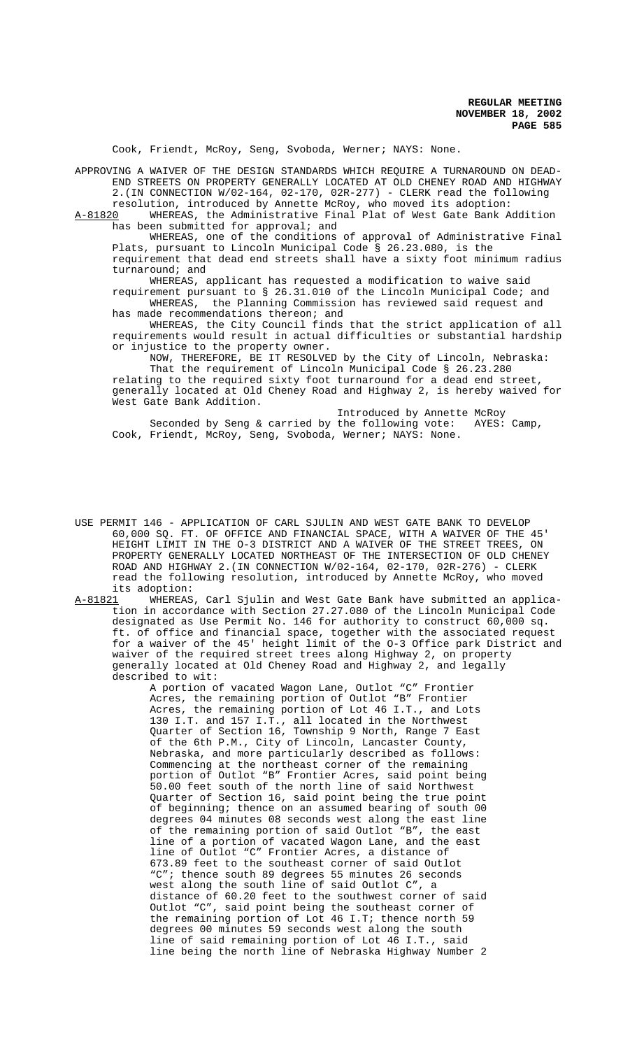Cook, Friendt, McRoy, Seng, Svoboda, Werner; NAYS: None.

APPROVING A WAIVER OF THE DESIGN STANDARDS WHICH REQUIRE A TURNAROUND ON DEAD-END STREETS ON PROPERTY GENERALLY LOCATED AT OLD CHENEY ROAD AND HIGHWAY 2.(IN CONNECTION W/02-164, 02-170, 02R-277) - CLERK read the following resolution, introduced by Annette McRoy, who moved its adoption:

A-81820 WHEREAS, the Administrative Final Plat of West Gate Bank Addition has been submitted for approval; and

WHEREAS, one of the conditions of approval of Administrative Final Plats, pursuant to Lincoln Municipal Code § 26.23.080, is the requirement that dead end streets shall have a sixty foot minimum radius turnaround; and

WHEREAS, applicant has requested a modification to waive said requirement pursuant to § 26.31.010 of the Lincoln Municipal Code; and

WHEREAS, the Planning Commission has reviewed said request and has made recommendations thereon; and

WHEREAS, the City Council finds that the strict application of all requirements would result in actual difficulties or substantial hardship or injustice to the property owner.

NOW, THEREFORE, BE IT RESOLVED by the City of Lincoln, Nebraska:

That the requirement of Lincoln Municipal Code § 26.23.280 relating to the required sixty foot turnaround for a dead end street, generally located at Old Cheney Road and Highway 2, is hereby waived for West Gate Bank Addition.

Introduced by Annette McRoy

Seconded by Seng & carried by the following vote: AYES: Camp, Cook, Friendt, McRoy, Seng, Svoboda, Werner; NAYS: None.

USE PERMIT 146 - APPLICATION OF CARL SJULIN AND WEST GATE BANK TO DEVELOP 60,000 SQ. FT. OF OFFICE AND FINANCIAL SPACE, WITH A WAIVER OF THE 45' HEIGHT LIMIT IN THE O-3 DISTRICT AND A WAIVER OF THE STREET TREES, ON PROPERTY GENERALLY LOCATED NORTHEAST OF THE INTERSECTION OF OLD CHENEY ROAD AND HIGHWAY 2.(IN CONNECTION W/02-164, 02-170, 02R-276) - CLERK read the following resolution, introduced by Annette McRoy, who moved its adoption:

A-81821 WHEREAS, Carl Sjulin and West Gate Bank have submitted an application in accordance with Section 27.27.080 of the Lincoln Municipal Code designated as Use Permit No. 146 for authority to construct 60,000 sq. ft. of office and financial space, together with the associated request for a waiver of the 45' height limit of the O-3 Office park District and waiver of the required street trees along Highway 2, on property generally located at Old Cheney Road and Highway 2, and legally described to wit:

A portion of vacated Wagon Lane, Outlot "C" Frontier Acres, the remaining portion of Outlot "B" Frontier Acres, the remaining portion of Lot 46 I.T., and Lots 130 I.T. and 157 I.T., all located in the Northwest Quarter of Section 16, Township 9 North, Range 7 East of the 6th P.M., City of Lincoln, Lancaster County, Nebraska, and more particularly described as follows: Commencing at the northeast corner of the remaining portion of Outlot "B" Frontier Acres, said point being 50.00 feet south of the north line of said Northwest Quarter of Section 16, said point being the true point of beginning; thence on an assumed bearing of south 00 degrees 04 minutes 08 seconds west along the east line of the remaining portion of said Outlot "B", the east line of a portion of vacated Wagon Lane, and the east line of Outlot "C" Frontier Acres, a distance of 673.89 feet to the southeast corner of said Outlot "C"; thence south 89 degrees 55 minutes 26 seconds west along the south line of said Outlot C", a distance of 60.20 feet to the southwest corner of said Outlot "C", said point being the southeast corner of the remaining portion of Lot 46 I.T; thence north 59 degrees 00 minutes 59 seconds west along the south line of said remaining portion of Lot 46 I.T., said line being the north line of Nebraska Highway Number 2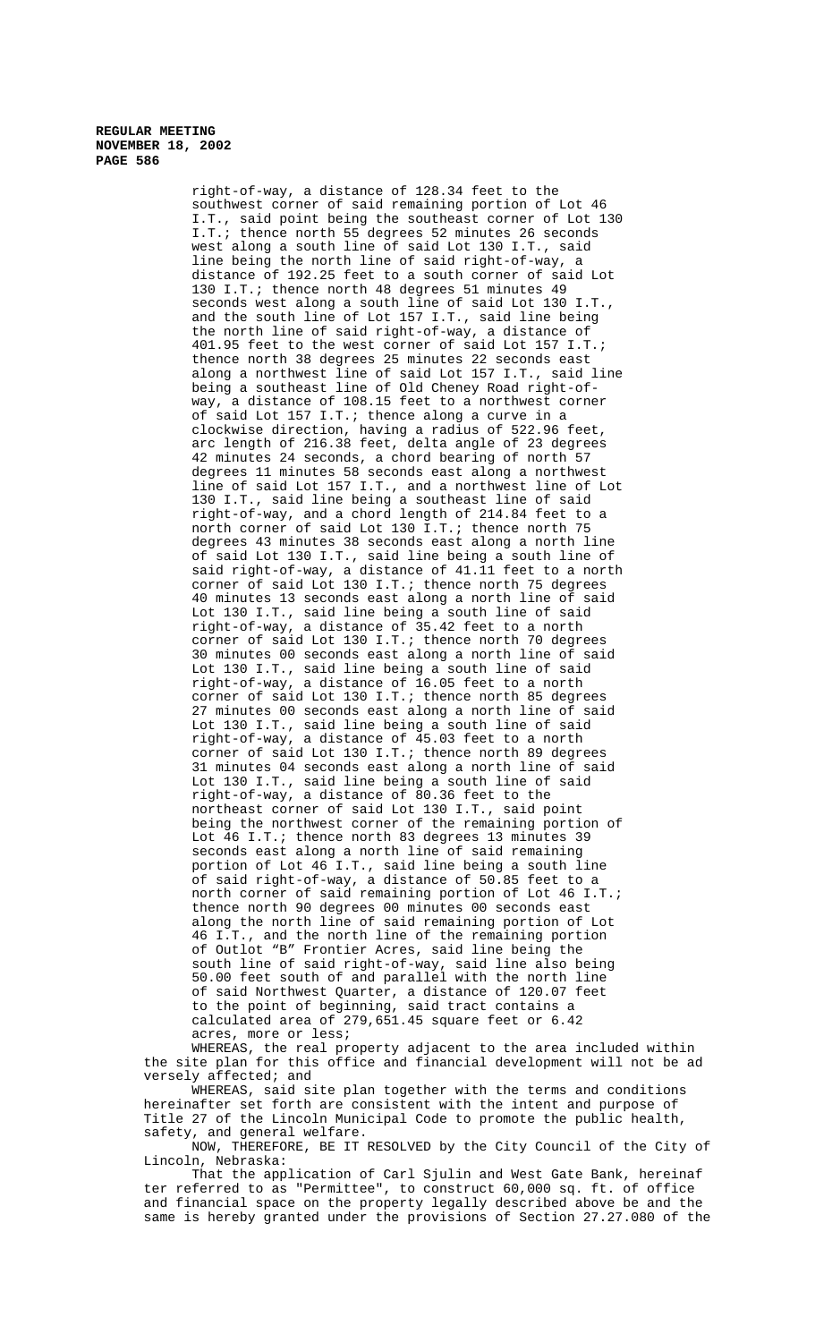right-of-way, a distance of 128.34 feet to the southwest corner of said remaining portion of Lot 46 I.T., said point being the southeast corner of Lot 130 I.T.; thence north 55 degrees 52 minutes 26 seconds west along a south line of said Lot 130 I.T., said line being the north line of said right-of-way, a distance of 192.25 feet to a south corner of said Lot 130 I.T.; thence north 48 degrees 51 minutes 49 seconds west along a south line of said Lot 130 I.T., and the south line of Lot 157 I.T., said line being the north line of said right-of-way, a distance of 401.95 feet to the west corner of said Lot 157 I.T.; thence north 38 degrees 25 minutes 22 seconds east along a northwest line of said Lot 157 I.T., said line being a southeast line of Old Cheney Road right-of-way, a distance of 108.15 feet to a northwest corner of said Lot 157 I.T.; thence along a curve in a clockwise direction, having a radius of 522.96 feet, arc length of 216.38 feet, delta angle of 23 degrees 42 minutes 24 seconds, a chord bearing of north 57 degrees 11 minutes 58 seconds east along a northwest line of said Lot 157 I.T., and a northwest line of Lot 130 I.T., said line being a southeast line of said right-of-way, and a chord length of 214.84 feet to a north corner of said Lot 130 I.T.; thence north 75 degrees 43 minutes 38 seconds east along a north line of said Lot 130 I.T., said line being a south line of said right-of-way, a distance of 41.11 feet to a north corner of said Lot 130 I.T.; thence north 75 degrees 40 minutes 13 seconds east along a north line of said Lot 130 I.T., said line being a south line of said right-of-way, a distance of 35.42 feet to a north corner of said Lot 130 I.T.; thence north 70 degrees 30 minutes 00 seconds east along a north line of said Lot 130 I.T., said line being a south line of said right-of-way, a distance of 16.05 feet to a north corner of said Lot 130 I.T.; thence north 85 degrees 27 minutes 00 seconds east along a north line of said Lot 130 I.T., said line being a south line of said right-of-way, a distance of 45.03 feet to a north corner of said Lot 130 I.T.; thence north 89 degrees 31 minutes 04 seconds east along a north line of said Lot 130 I.T., said line being a south line of said right-of-way, a distance of 80.36 feet to the northeast corner of said Lot 130 I.T., said point being the northwest corner of the remaining portion of Lot 46 I.T.; thence north 83 degrees 13 minutes 39 seconds east along a north line of said remaining portion of Lot 46 I.T., said line being a south line of said right-of-way, a distance of 50.85 feet to a north corner of said remaining portion of Lot 46 I.T.; thence north 90 degrees 00 minutes 00 seconds east along the north line of said remaining portion of Lot 46 I.T., and the north line of the remaining portion of Outlot "B" Frontier Acres, said line being the south line of said right-of-way, said line also being 50.00 feet south of and parallel with the north line of said Northwest Quarter, a distance of 120.07 feet to the point of beginning, said tract contains a calculated area of 279,651.45 square feet or 6.42 acres, more or less;

WHEREAS, the real property adjacent to the area included within the site plan for this office and financial development will not be adversely affected; and

WHEREAS, said site plan together with the terms and conditions hereinafter set forth are consistent with the intent and purpose of Title 27 of the Lincoln Municipal Code to promote the public health, safety, and general welfare.

NOW, THEREFORE, BE IT RESOLVED by the City Council of the City of Lincoln, Nebraska:

That the application of Carl Sjulin and West Gate Bank, hereinafter referred to as "Permittee", to construct 60,000 sq. ft. of office and financial space on the property legally described above be and the same is hereby granted under the provisions of Section 27.27.080 of the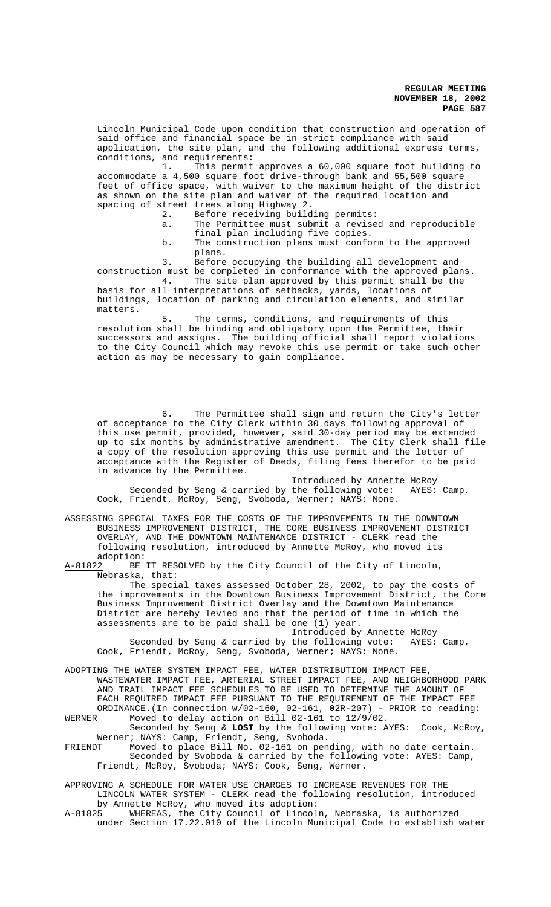Lincoln Municipal Code upon condition that construction and operation of said office and financial space be in strict compliance with said application, the site plan, and the following additional express terms, conditions, and requirements:

1. This permit approves a 60,000 square foot building to accommodate a 4,500 square foot drive-through bank and 55,500 square feet of office space, with waiver to the maximum height of the district as shown on the site plan and waiver of the required location and spacing of street trees along Highway 2.

2. Before receiving building permits:

   a. The Permittee must submit a revised and reproducible final plan including five copies.

   b. The construction plans must conform to the approved plans.

3. Before occupying the building all development and construction must be completed in conformance with the approved plans.

4. The site plan approved by this permit shall be the basis for all interpretations of setbacks, yards, locations of buildings, location of parking and circulation elements, and similar matters.

5. The terms, conditions, and requirements of this resolution shall be binding and obligatory upon the Permittee, their successors and assigns. The building official shall report violations to the City Council which may revoke this use permit or take such other action as may be necessary to gain compliance.

6. The Permittee shall sign and return the City's letter of acceptance to the City Clerk within 30 days following approval of this use permit, provided, however, said 30-day period may be extended up to six months by administrative amendment. The City Clerk shall file a copy of the resolution approving this use permit and the letter of acceptance with the Register of Deeds, filing fees therefor to be paid in advance by the Permittee.

Introduced by Annette McRoy

Seconded by Seng & carried by the following vote: AYES: Camp, Cook, Friendt, McRoy, Seng, Svoboda, Werner; NAYS: None.

ASSESSING SPECIAL TAXES FOR THE COSTS OF THE IMPROVEMENTS IN THE DOWNTOWN BUSINESS IMPROVEMENT DISTRICT, THE CORE BUSINESS IMPROVEMENT DISTRICT OVERLAY, AND THE DOWNTOWN MAINTENANCE DISTRICT - CLERK read the following resolution, introduced by Annette McRoy, who moved its adoption:

A-81822 BE IT RESOLVED by the City Council of the City of Lincoln, Nebraska, that:

The special taxes assessed October 28, 2002, to pay the costs of the improvements in the Downtown Business Improvement District, the Core Business Improvement District Overlay and the Downtown Maintenance District are hereby levied and that the period of time in which the assessments are to be paid shall be one (1) year.

Introduced by Annette McRoy

Seconded by Seng & carried by the following vote: AYES: Camp, Cook, Friendt, McRoy, Seng, Svoboda, Werner; NAYS: None.

ADOPTING THE WATER SYSTEM IMPACT FEE, WATER DISTRIBUTION IMPACT FEE, WASTEWATER IMPACT FEE, ARTERIAL STREET IMPACT FEE, AND NEIGHBORHOOD PARK AND TRAIL IMPACT FEE SCHEDULES TO BE USED TO DETERMINE THE AMOUNT OF EACH REQUIRED IMPACT FEE PURSUANT TO THE REQUIREMENT OF THE IMPACT FEE ORDINANCE.(In connection w/02-160, 02-161, 02R-207) - PRIOR to reading:

WERNER Moved to delay action on Bill 02-161 to 12/9/02.

Seconded by Seng & **LOST** by the following vote: AYES: Cook, McRoy, Werner; NAYS: Camp, Friendt, Seng, Svoboda.

FRIENDT Moved to place Bill No. 02-161 on pending, with no date certain.

Seconded by Svoboda & carried by the following vote: AYES: Camp, Friendt, McRoy, Svoboda; NAYS: Cook, Seng, Werner.

APPROVING A SCHEDULE FOR WATER USE CHARGES TO INCREASE REVENUES FOR THE LINCOLN WATER SYSTEM - CLERK read the following resolution, introduced by Annette McRoy, who moved its adoption:

A-81825 WHEREAS, the City Council of Lincoln, Nebraska, is authorized under Section 17.22.010 of the Lincoln Municipal Code to establish water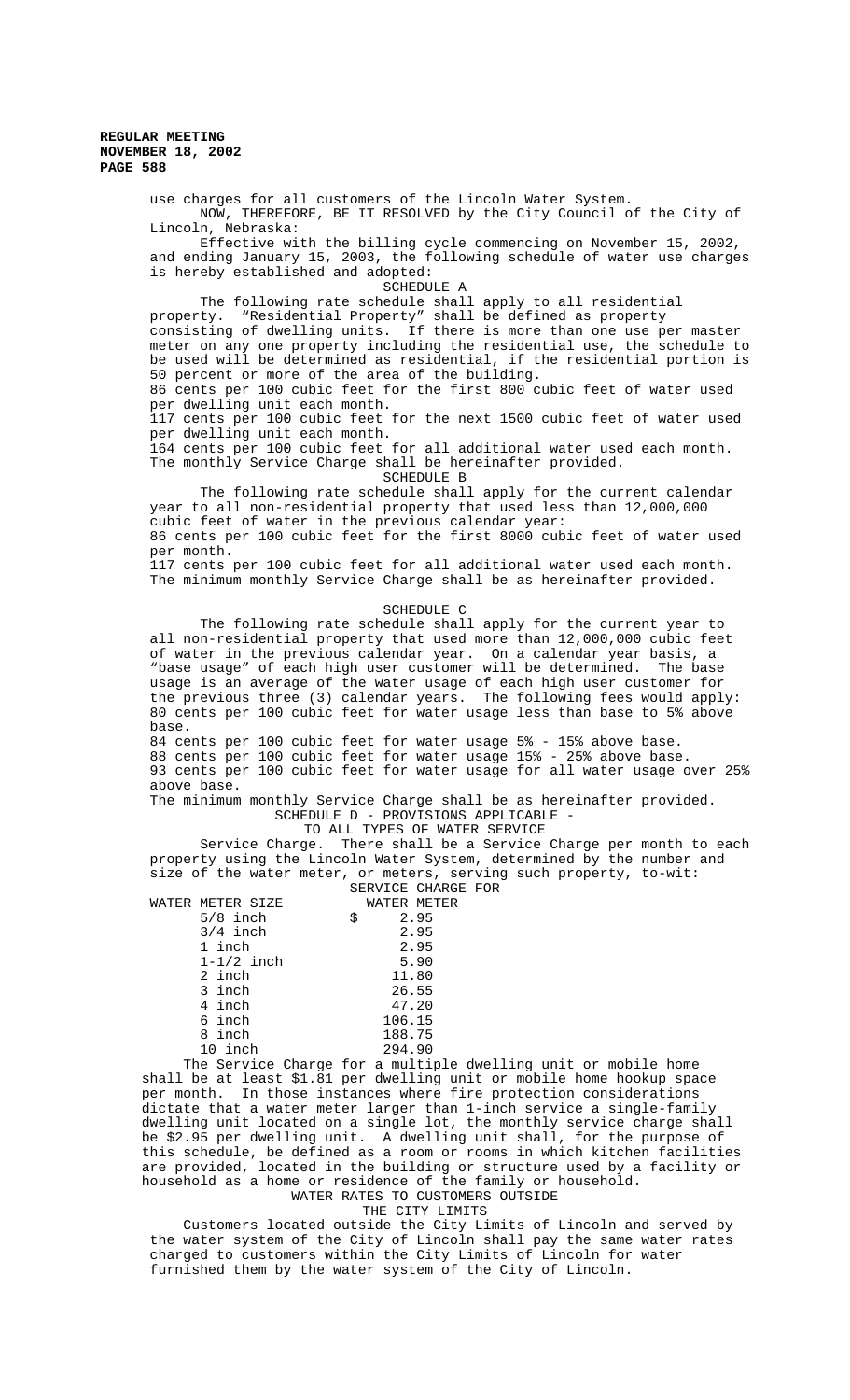use charges for all customers of the Lincoln Water System.

NOW, THEREFORE, BE IT RESOLVED by the City Council of the City of Lincoln, Nebraska:

Effective with the billing cycle commencing on November 15, 2002, and ending January 15, 2003, the following schedule of water use charges is hereby established and adopted:

SCHEDULE A

The following rate schedule shall apply to all residential property. "Residential Property" shall be defined as property consisting of dwelling units. If there is more than one use per master meter on any one property including the residential use, the schedule to be used will be determined as residential, if the residential portion is 50 percent or more of the area of the building.

86 cents per 100 cubic feet for the first 800 cubic feet of water used per dwelling unit each month.

117 cents per 100 cubic feet for the next 1500 cubic feet of water used per dwelling unit each month.

164 cents per 100 cubic feet for all additional water used each month.

The monthly Service Charge shall be hereinafter provided.

SCHEDULE B

The following rate schedule shall apply for the current calendar year to all non-residential property that used less than 12,000,000 cubic feet of water in the previous calendar year:

86 cents per 100 cubic feet for the first 8000 cubic feet of water used per month.

117 cents per 100 cubic feet for all additional water used each month.

The minimum monthly Service Charge shall be as hereinafter provided.

SCHEDULE C

The following rate schedule shall apply for the current year to all non-residential property that used more than 12,000,000 cubic feet of water in the previous calendar year. On a calendar year basis, a "base usage" of each high user customer will be determined. The base usage is an average of the water usage of each high user customer for the previous three (3) calendar years. The following fees would apply:

80 cents per 100 cubic feet for water usage less than base to 5% above base.

84 cents per 100 cubic feet for water usage 5% - 15% above base.

88 cents per 100 cubic feet for water usage 15% - 25% above base.

93 cents per 100 cubic feet for water usage for all water usage over 25% above base.

The minimum monthly Service Charge shall be as hereinafter provided.

SCHEDULE D - PROVISIONS APPLICABLE - TO ALL TYPES OF WATER SERVICE

Service Charge. There shall be a Service Charge per month to each property using the Lincoln Water System, determined by the number and size of the water meter, or meters, serving such property, to-wit:

| WATER METER SIZE | SERVICE CHARGE FOR WATER METER |
|---|---|
| 5/8 inch | $ 2.95 |
| 3/4 inch | 2.95 |
| 1 inch | 2.95 |
| 1-1/2 inch | 5.90 |
| 2 inch | 11.80 |
| 3 inch | 26.55 |
| 4 inch | 47.20 |
| 6 inch | 106.15 |
| 8 inch | 188.75 |
| 10 inch | 294.90 |

The Service Charge for a multiple dwelling unit or mobile home shall be at least $1.81 per dwelling unit or mobile home hookup space per month. In those instances where fire protection considerations dictate that a water meter larger than 1-inch service a single-family dwelling unit located on a single lot, the monthly service charge shall be $2.95 per dwelling unit. A dwelling unit shall, for the purpose of this schedule, be defined as a room or rooms in which kitchen facilities are provided, located in the building or structure used by a facility or household as a home or residence of the family or household.

WATER RATES TO CUSTOMERS OUTSIDE THE CITY LIMITS

Customers located outside the City Limits of Lincoln and served by the water system of the City of Lincoln shall pay the same water rates charged to customers within the City Limits of Lincoln for water furnished them by the water system of the City of Lincoln.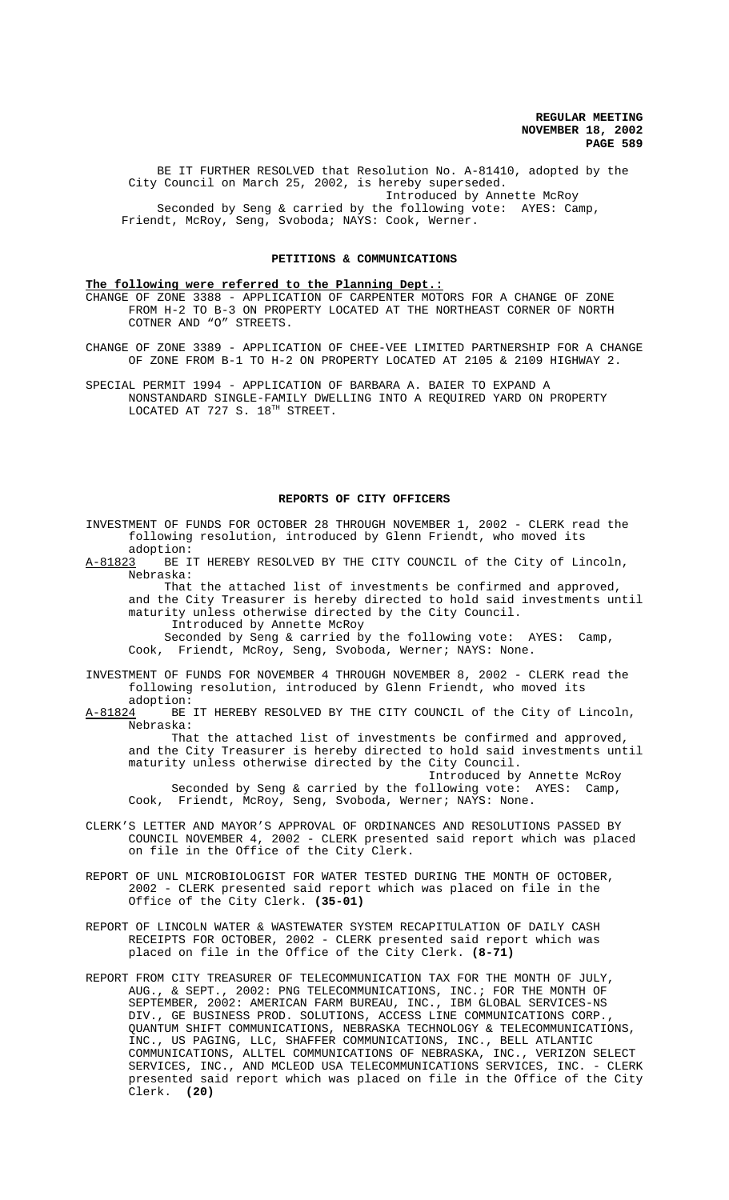BE IT FURTHER RESOLVED that Resolution No. A-81410, adopted by the City Council on March 25, 2002, is hereby superseded.

Introduced by Annette McRoy

Seconded by Seng & carried by the following vote: AYES: Camp, Friendt, McRoy, Seng, Svoboda; NAYS: Cook, Werner.

## PETITIONS & COMMUNICATIONS

**The following were referred to the Planning Dept.:**

CHANGE OF ZONE 3388 - APPLICATION OF CARPENTER MOTORS FOR A CHANGE OF ZONE FROM H-2 TO B-3 ON PROPERTY LOCATED AT THE NORTHEAST CORNER OF NORTH COTNER AND "O" STREETS.

CHANGE OF ZONE 3389 - APPLICATION OF CHEE-VEE LIMITED PARTNERSHIP FOR A CHANGE OF ZONE FROM B-1 TO H-2 ON PROPERTY LOCATED AT 2105 & 2109 HIGHWAY 2.

SPECIAL PERMIT 1994 - APPLICATION OF BARBARA A. BAIER TO EXPAND A NONSTANDARD SINGLE-FAMILY DWELLING INTO A REQUIRED YARD ON PROPERTY LOCATED AT 727 S. 18TH STREET.

## REPORTS OF CITY OFFICERS

INVESTMENT OF FUNDS FOR OCTOBER 28 THROUGH NOVEMBER 1, 2002 - CLERK read the following resolution, introduced by Glenn Friendt, who moved its adoption:

A-81823 BE IT HEREBY RESOLVED BY THE CITY COUNCIL of the City of Lincoln, Nebraska:

That the attached list of investments be confirmed and approved, and the City Treasurer is hereby directed to hold said investments until maturity unless otherwise directed by the City Council.

Introduced by Annette McRoy

Seconded by Seng & carried by the following vote: AYES: Camp, Cook, Friendt, McRoy, Seng, Svoboda, Werner; NAYS: None.

INVESTMENT OF FUNDS FOR NOVEMBER 4 THROUGH NOVEMBER 8, 2002 - CLERK read the following resolution, introduced by Glenn Friendt, who moved its adoption:

A-81824 BE IT HEREBY RESOLVED BY THE CITY COUNCIL of the City of Lincoln, Nebraska:

That the attached list of investments be confirmed and approved, and the City Treasurer is hereby directed to hold said investments until maturity unless otherwise directed by the City Council.

Introduced by Annette McRoy

Seconded by Seng & carried by the following vote: AYES: Camp, Cook, Friendt, McRoy, Seng, Svoboda, Werner; NAYS: None.

CLERK'S LETTER AND MAYOR'S APPROVAL OF ORDINANCES AND RESOLUTIONS PASSED BY COUNCIL NOVEMBER 4, 2002 - CLERK presented said report which was placed on file in the Office of the City Clerk.

REPORT OF UNL MICROBIOLOGIST FOR WATER TESTED DURING THE MONTH OF OCTOBER, 2002 - CLERK presented said report which was placed on file in the Office of the City Clerk. **(35-01)**

REPORT OF LINCOLN WATER & WASTEWATER SYSTEM RECAPITULATION OF DAILY CASH RECEIPTS FOR OCTOBER, 2002 - CLERK presented said report which was placed on file in the Office of the City Clerk. **(8-71)**

REPORT FROM CITY TREASURER OF TELECOMMUNICATION TAX FOR THE MONTH OF JULY, AUG., & SEPT., 2002: PNG TELECOMMUNICATIONS, INC.; FOR THE MONTH OF SEPTEMBER, 2002: AMERICAN FARM BUREAU, INC., IBM GLOBAL SERVICES-NS DIV., GE BUSINESS PROD. SOLUTIONS, ACCESS LINE COMMUNICATIONS CORP., QUANTUM SHIFT COMMUNICATIONS, NEBRASKA TECHNOLOGY & TELECOMMUNICATIONS, INC., US PAGING, LLC, SHAFFER COMMUNICATIONS, INC., BELL ATLANTIC COMMUNICATIONS, ALLTEL COMMUNICATIONS OF NEBRASKA, INC., VERIZON SELECT SERVICES, INC., AND MCLEOD USA TELECOMMUNICATIONS SERVICES, INC. - CLERK presented said report which was placed on file in the Office of the City Clerk. **(20)**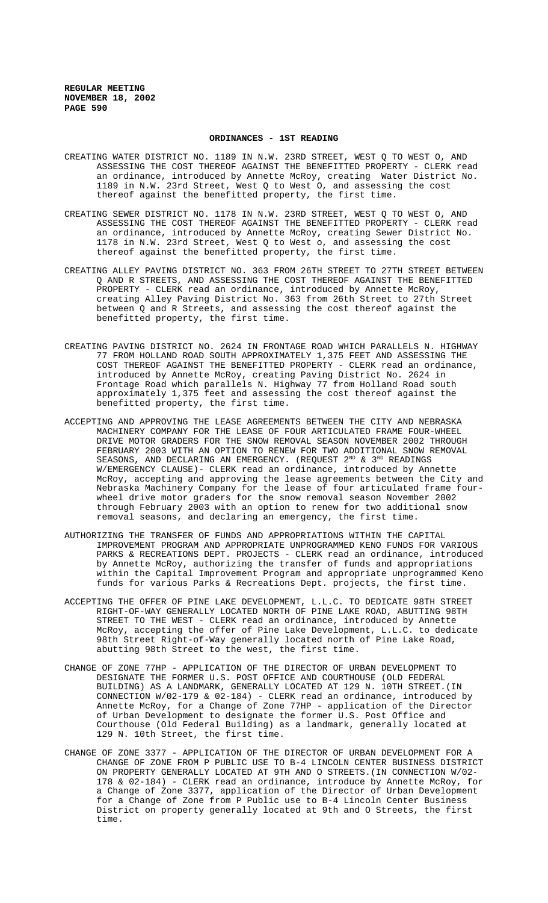## ORDINANCES - 1ST READING

CREATING WATER DISTRICT NO. 1189 IN N.W. 23RD STREET, WEST Q TO WEST O, AND ASSESSING THE COST THEREOF AGAINST THE BENEFITTED PROPERTY - CLERK read an ordinance, introduced by Annette McRoy, creating Water District No. 1189 in N.W. 23rd Street, West Q to West O, and assessing the cost thereof against the benefitted property, the first time.

CREATING SEWER DISTRICT NO. 1178 IN N.W. 23RD STREET, WEST Q TO WEST O, AND ASSESSING THE COST THEREOF AGAINST THE BENEFITTED PROPERTY - CLERK read an ordinance, introduced by Annette McRoy, creating Sewer District No. 1178 in N.W. 23rd Street, West Q to West o, and assessing the cost thereof against the benefitted property, the first time.

CREATING ALLEY PAVING DISTRICT NO. 363 FROM 26TH STREET TO 27TH STREET BETWEEN Q AND R STREETS, AND ASSESSING THE COST THEREOF AGAINST THE BENEFITTED PROPERTY - CLERK read an ordinance, introduced by Annette McRoy, creating Alley Paving District No. 363 from 26th Street to 27th Street between Q and R Streets, and assessing the cost thereof against the benefitted property, the first time.

CREATING PAVING DISTRICT NO. 2624 IN FRONTAGE ROAD WHICH PARALLELS N. HIGHWAY 77 FROM HOLLAND ROAD SOUTH APPROXIMATELY 1,375 FEET AND ASSESSING THE COST THEREOF AGAINST THE BENEFITTED PROPERTY - CLERK read an ordinance, introduced by Annette McRoy, creating Paving District No. 2624 in Frontage Road which parallels N. Highway 77 from Holland Road south approximately 1,375 feet and assessing the cost thereof against the benefitted property, the first time.

ACCEPTING AND APPROVING THE LEASE AGREEMENTS BETWEEN THE CITY AND NEBRASKA MACHINERY COMPANY FOR THE LEASE OF FOUR ARTICULATED FRAME FOUR-WHEEL DRIVE MOTOR GRADERS FOR THE SNOW REMOVAL SEASON NOVEMBER 2002 THROUGH FEBRUARY 2003 WITH AN OPTION TO RENEW FOR TWO ADDITIONAL SNOW REMOVAL SEASONS, AND DECLARING AN EMERGENCY. (REQUEST 2ND & 3RD READINGS W/EMERGENCY CLAUSE)- CLERK read an ordinance, introduced by Annette McRoy, accepting and approving the lease agreements between the City and Nebraska Machinery Company for the lease of four articulated frame four-wheel drive motor graders for the snow removal season November 2002 through February 2003 with an option to renew for two additional snow removal seasons, and declaring an emergency, the first time.

AUTHORIZING THE TRANSFER OF FUNDS AND APPROPRIATIONS WITHIN THE CAPITAL IMPROVEMENT PROGRAM AND APPROPRIATE UNPROGRAMMED KENO FUNDS FOR VARIOUS PARKS & RECREATIONS DEPT. PROJECTS - CLERK read an ordinance, introduced by Annette McRoy, authorizing the transfer of funds and appropriations within the Capital Improvement Program and appropriate unprogrammed Keno funds for various Parks & Recreations Dept. projects, the first time.

ACCEPTING THE OFFER OF PINE LAKE DEVELOPMENT, L.L.C. TO DEDICATE 98TH STREET RIGHT-OF-WAY GENERALLY LOCATED NORTH OF PINE LAKE ROAD, ABUTTING 98TH STREET TO THE WEST - CLERK read an ordinance, introduced by Annette McRoy, accepting the offer of Pine Lake Development, L.L.C. to dedicate 98th Street Right-of-Way generally located north of Pine Lake Road, abutting 98th Street to the west, the first time.

CHANGE OF ZONE 77HP - APPLICATION OF THE DIRECTOR OF URBAN DEVELOPMENT TO DESIGNATE THE FORMER U.S. POST OFFICE AND COURTHOUSE (OLD FEDERAL BUILDING) AS A LANDMARK, GENERALLY LOCATED AT 129 N. 10TH STREET.(IN CONNECTION W/02-179 & 02-184) - CLERK read an ordinance, introduced by Annette McRoy, for a Change of Zone 77HP - application of the Director of Urban Development to designate the former U.S. Post Office and Courthouse (Old Federal Building) as a landmark, generally located at 129 N. 10th Street, the first time.

CHANGE OF ZONE 3377 - APPLICATION OF THE DIRECTOR OF URBAN DEVELOPMENT FOR A CHANGE OF ZONE FROM P PUBLIC USE TO B-4 LINCOLN CENTER BUSINESS DISTRICT ON PROPERTY GENERALLY LOCATED AT 9TH AND O STREETS.(IN CONNECTION W/02-178 & 02-184) - CLERK read an ordinance, introduce by Annette McRoy, for a Change of Zone 3377, application of the Director of Urban Development for a Change of Zone from P Public use to B-4 Lincoln Center Business District on property generally located at 9th and O Streets, the first time.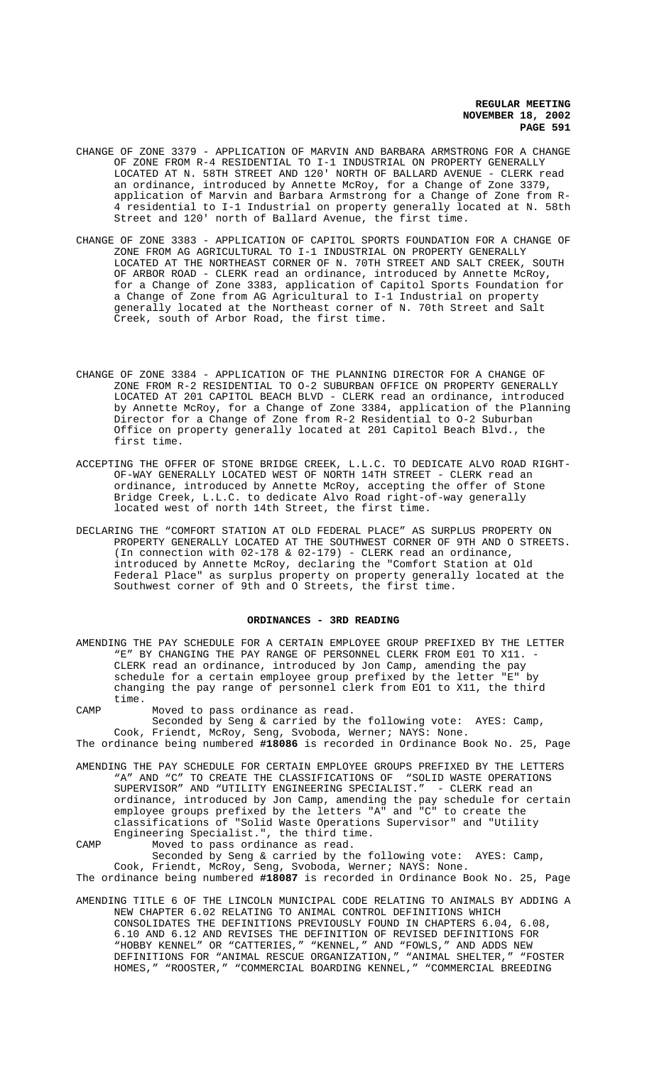CHANGE OF ZONE 3379 - APPLICATION OF MARVIN AND BARBARA ARMSTRONG FOR A CHANGE OF ZONE FROM R-4 RESIDENTIAL TO I-1 INDUSTRIAL ON PROPERTY GENERALLY LOCATED AT N. 58TH STREET AND 120' NORTH OF BALLARD AVENUE - CLERK read an ordinance, introduced by Annette McRoy, for a Change of Zone 3379, application of Marvin and Barbara Armstrong for a Change of Zone from R-4 residential to I-1 Industrial on property generally located at N. 58th Street and 120' north of Ballard Avenue, the first time.

CHANGE OF ZONE 3383 - APPLICATION OF CAPITOL SPORTS FOUNDATION FOR A CHANGE OF ZONE FROM AG AGRICULTURAL TO I-1 INDUSTRIAL ON PROPERTY GENERALLY LOCATED AT THE NORTHEAST CORNER OF N. 70TH STREET AND SALT CREEK, SOUTH OF ARBOR ROAD - CLERK read an ordinance, introduced by Annette McRoy, for a Change of Zone 3383, application of Capitol Sports Foundation for a Change of Zone from AG Agricultural to I-1 Industrial on property generally located at the Northeast corner of N. 70th Street and Salt Creek, south of Arbor Road, the first time.

CHANGE OF ZONE 3384 - APPLICATION OF THE PLANNING DIRECTOR FOR A CHANGE OF ZONE FROM R-2 RESIDENTIAL TO O-2 SUBURBAN OFFICE ON PROPERTY GENERALLY LOCATED AT 201 CAPITOL BEACH BLVD - CLERK read an ordinance, introduced by Annette McRoy, for a Change of Zone 3384, application of the Planning Director for a Change of Zone from R-2 Residential to O-2 Suburban Office on property generally located at 201 Capitol Beach Blvd., the first time.

ACCEPTING THE OFFER OF STONE BRIDGE CREEK, L.L.C. TO DEDICATE ALVO ROAD RIGHT-OF-WAY GENERALLY LOCATED WEST OF NORTH 14TH STREET - CLERK read an ordinance, introduced by Annette McRoy, accepting the offer of Stone Bridge Creek, L.L.C. to dedicate Alvo Road right-of-way generally located west of north 14th Street, the first time.

DECLARING THE "COMFORT STATION AT OLD FEDERAL PLACE" AS SURPLUS PROPERTY ON PROPERTY GENERALLY LOCATED AT THE SOUTHWEST CORNER OF 9TH AND O STREETS. (In connection with 02-178 & 02-179) - CLERK read an ordinance, introduced by Annette McRoy, declaring the "Comfort Station at Old Federal Place" as surplus property on property generally located at the Southwest corner of 9th and O Streets, the first time.

## ORDINANCES - 3RD READING

AMENDING THE PAY SCHEDULE FOR A CERTAIN EMPLOYEE GROUP PREFIXED BY THE LETTER "E" BY CHANGING THE PAY RANGE OF PERSONNEL CLERK FROM E01 TO X11. - CLERK read an ordinance, introduced by Jon Camp, amending the pay schedule for a certain employee group prefixed by the letter "E" by changing the pay range of personnel clerk from EO1 to X11, the third time.

CAMP Moved to pass ordinance as read.
Seconded by Seng & carried by the following vote: AYES: Camp, Cook, Friendt, McRoy, Seng, Svoboda, Werner; NAYS: None.

The ordinance being numbered **#18086** is recorded in Ordinance Book No. 25, Page

AMENDING THE PAY SCHEDULE FOR CERTAIN EMPLOYEE GROUPS PREFIXED BY THE LETTERS "A" AND "C" TO CREATE THE CLASSIFICATIONS OF "SOLID WASTE OPERATIONS SUPERVISOR" AND "UTILITY ENGINEERING SPECIALIST." - CLERK read an ordinance, introduced by Jon Camp, amending the pay schedule for certain employee groups prefixed by the letters "A" and "C" to create the classifications of "Solid Waste Operations Supervisor" and "Utility Engineering Specialist.", the third time.

CAMP Moved to pass ordinance as read.
Seconded by Seng & carried by the following vote: AYES: Camp, Cook, Friendt, McRoy, Seng, Svoboda, Werner; NAYS: None.

The ordinance being numbered **#18087** is recorded in Ordinance Book No. 25, Page

AMENDING TITLE 6 OF THE LINCOLN MUNICIPAL CODE RELATING TO ANIMALS BY ADDING A NEW CHAPTER 6.02 RELATING TO ANIMAL CONTROL DEFINITIONS WHICH CONSOLIDATES THE DEFINITIONS PREVIOUSLY FOUND IN CHAPTERS 6.04, 6.08, 6.10 AND 6.12 AND REVISES THE DEFINITION OF REVISED DEFINITIONS FOR "HOBBY KENNEL" OR "CATTERIES," "KENNEL," AND "FOWLS," AND ADDS NEW DEFINITIONS FOR "ANIMAL RESCUE ORGANIZATION," "ANIMAL SHELTER," "FOSTER HOMES," "ROOSTER," "COMMERCIAL BOARDING KENNEL," "COMMERCIAL BREEDING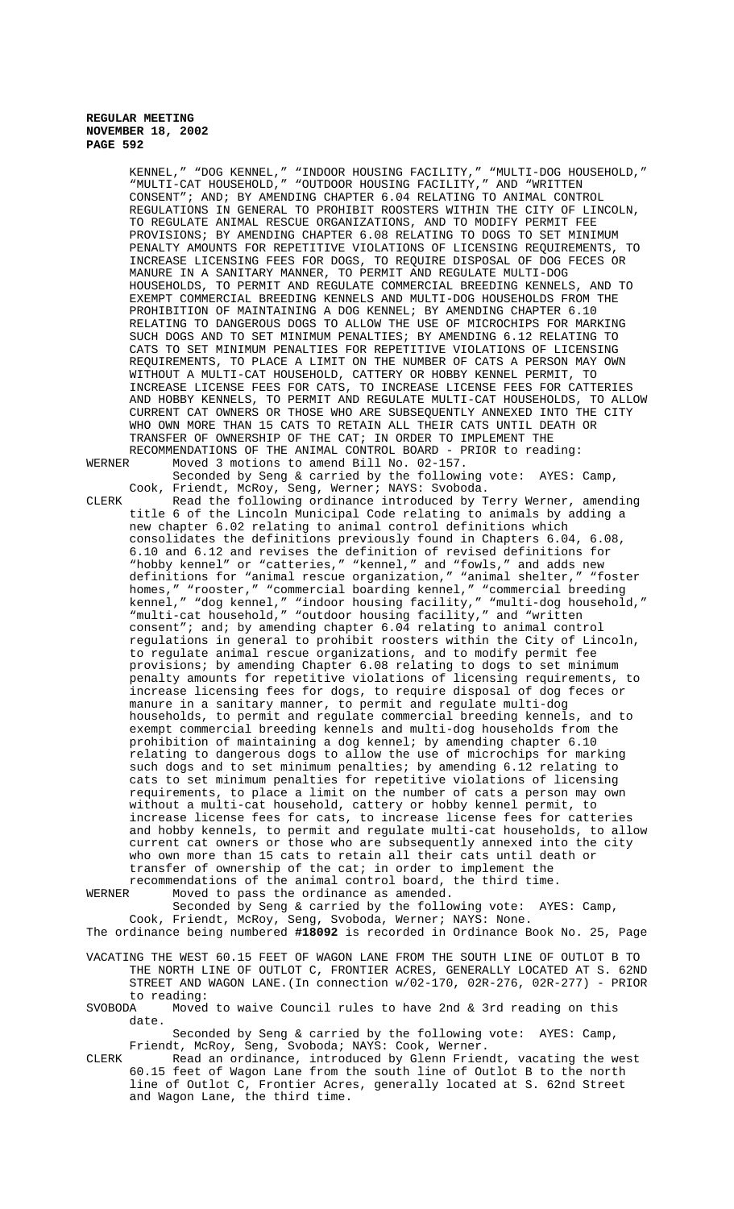KENNEL," "DOG KENNEL," "INDOOR HOUSING FACILITY," "MULTI-DOG HOUSEHOLD," "MULTI-CAT HOUSEHOLD," "OUTDOOR HOUSING FACILITY," AND "WRITTEN CONSENT"; AND; BY AMENDING CHAPTER 6.04 RELATING TO ANIMAL CONTROL REGULATIONS IN GENERAL TO PROHIBIT ROOSTERS WITHIN THE CITY OF LINCOLN, TO REGULATE ANIMAL RESCUE ORGANIZATIONS, AND TO MODIFY PERMIT FEE PROVISIONS; BY AMENDING CHAPTER 6.08 RELATING TO DOGS TO SET MINIMUM PENALTY AMOUNTS FOR REPETITIVE VIOLATIONS OF LICENSING REQUIREMENTS, TO INCREASE LICENSING FEES FOR DOGS, TO REQUIRE DISPOSAL OF DOG FECES OR MANURE IN A SANITARY MANNER, TO PERMIT AND REGULATE MULTI-DOG HOUSEHOLDS, TO PERMIT AND REGULATE COMMERCIAL BREEDING KENNELS, AND TO EXEMPT COMMERCIAL BREEDING KENNELS AND MULTI-DOG HOUSEHOLDS FROM THE PROHIBITION OF MAINTAINING A DOG KENNEL; BY AMENDING CHAPTER 6.10 RELATING TO DANGEROUS DOGS TO ALLOW THE USE OF MICROCHIPS FOR MARKING SUCH DOGS AND TO SET MINIMUM PENALTIES; BY AMENDING 6.12 RELATING TO CATS TO SET MINIMUM PENALTIES FOR REPETITIVE VIOLATIONS OF LICENSING REQUIREMENTS, TO PLACE A LIMIT ON THE NUMBER OF CATS A PERSON MAY OWN WITHOUT A MULTI-CAT HOUSEHOLD, CATTERY OR HOBBY KENNEL PERMIT, TO INCREASE LICENSE FEES FOR CATS, TO INCREASE LICENSE FEES FOR CATTERIES AND HOBBY KENNELS, TO PERMIT AND REGULATE MULTI-CAT HOUSEHOLDS, TO ALLOW CURRENT CAT OWNERS OR THOSE WHO ARE SUBSEQUENTLY ANNEXED INTO THE CITY WHO OWN MORE THAN 15 CATS TO RETAIN ALL THEIR CATS UNTIL DEATH OR TRANSFER OF OWNERSHIP OF THE CAT; IN ORDER TO IMPLEMENT THE RECOMMENDATIONS OF THE ANIMAL CONTROL BOARD - PRIOR to reading:

WERNER Moved 3 motions to amend Bill No. 02-157.

Seconded by Seng & carried by the following vote: AYES: Camp, Cook, Friendt, McRoy, Seng, Werner; NAYS: Svoboda.

CLERK Read the following ordinance introduced by Terry Werner, amending title 6 of the Lincoln Municipal Code relating to animals by adding a new chapter 6.02 relating to animal control definitions which consolidates the definitions previously found in Chapters 6.04, 6.08, 6.10 and 6.12 and revises the definition of revised definitions for "hobby kennel" or "catteries," "kennel," and "fowls," and adds new definitions for "animal rescue organization," "animal shelter," "foster homes," "rooster," "commercial boarding kennel," "commercial breeding kennel," "dog kennel," "indoor housing facility," "multi-dog household," "multi-cat household," "outdoor housing facility," and "written consent"; and; by amending chapter 6.04 relating to animal control regulations in general to prohibit roosters within the City of Lincoln, to regulate animal rescue organizations, and to modify permit fee provisions; by amending Chapter 6.08 relating to dogs to set minimum penalty amounts for repetitive violations of licensing requirements, to increase licensing fees for dogs, to require disposal of dog feces or manure in a sanitary manner, to permit and regulate multi-dog households, to permit and regulate commercial breeding kennels, and to exempt commercial breeding kennels and multi-dog households from the prohibition of maintaining a dog kennel; by amending chapter 6.10 relating to dangerous dogs to allow the use of microchips for marking such dogs and to set minimum penalties; by amending 6.12 relating to cats to set minimum penalties for repetitive violations of licensing requirements, to place a limit on the number of cats a person may own without a multi-cat household, cattery or hobby kennel permit, to increase license fees for cats, to increase license fees for catteries and hobby kennels, to permit and regulate multi-cat households, to allow current cat owners or those who are subsequently annexed into the city who own more than 15 cats to retain all their cats until death or transfer of ownership of the cat; in order to implement the recommendations of the animal control board, the third time.

WERNER Moved to pass the ordinance as amended.

Seconded by Seng & carried by the following vote: AYES: Camp, Cook, Friendt, McRoy, Seng, Svoboda, Werner; NAYS: None.

The ordinance being numbered **#18092** is recorded in Ordinance Book No. 25, Page

VACATING THE WEST 60.15 FEET OF WAGON LANE FROM THE SOUTH LINE OF OUTLOT B TO THE NORTH LINE OF OUTLOT C, FRONTIER ACRES, GENERALLY LOCATED AT S. 62ND STREET AND WAGON LANE.(In connection w/02-170, 02R-276, 02R-277) - PRIOR to reading:

SVOBODA Moved to waive Council rules to have 2nd & 3rd reading on this date.

Seconded by Seng & carried by the following vote: AYES: Camp, Friendt, McRoy, Seng, Svoboda; NAYS: Cook, Werner.

CLERK Read an ordinance, introduced by Glenn Friendt, vacating the west 60.15 feet of Wagon Lane from the south line of Outlot B to the north line of Outlot C, Frontier Acres, generally located at S. 62nd Street and Wagon Lane, the third time.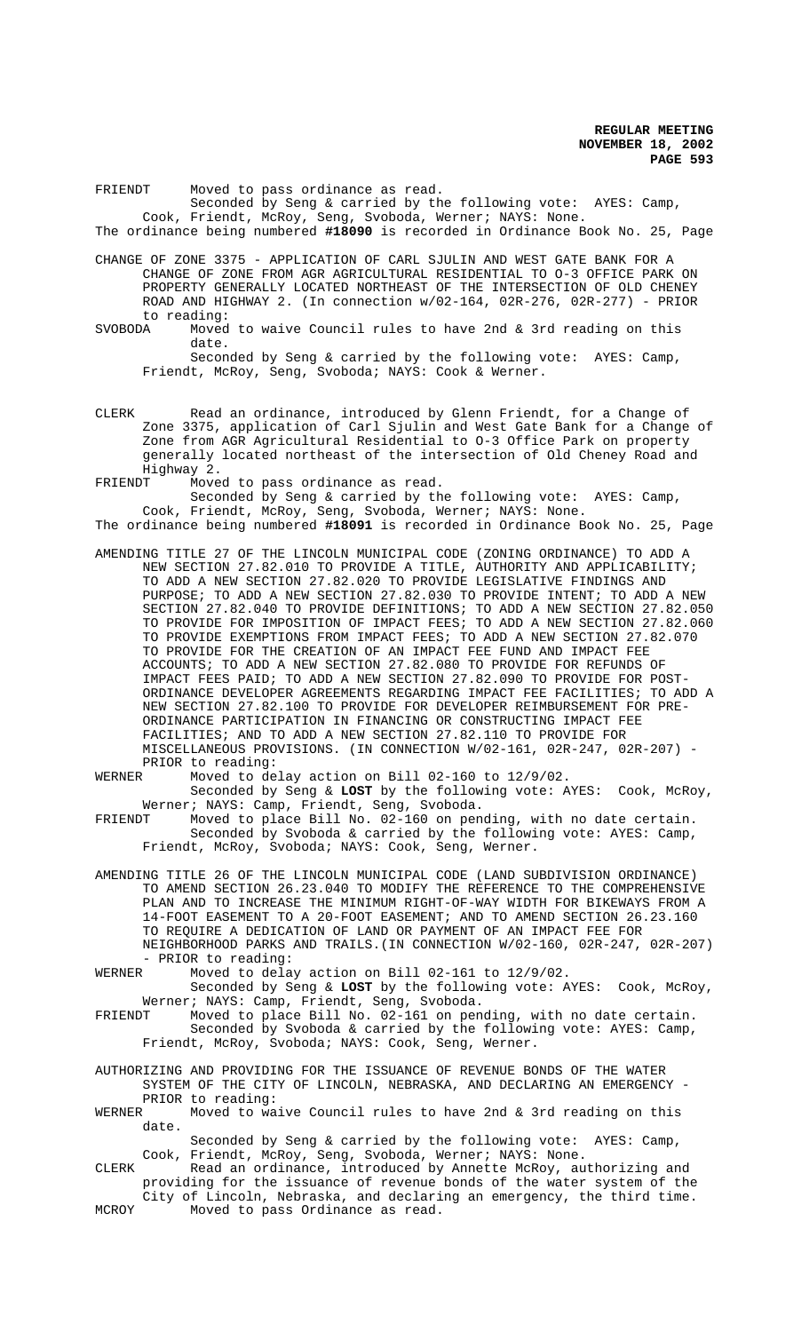FRIENDT Moved to pass ordinance as read.

Seconded by Seng & carried by the following vote: AYES: Camp, Cook, Friendt, McRoy, Seng, Svoboda, Werner; NAYS: None.

The ordinance being numbered **#18090** is recorded in Ordinance Book No. 25, Page

CHANGE OF ZONE 3375 - APPLICATION OF CARL SJULIN AND WEST GATE BANK FOR A CHANGE OF ZONE FROM AGR AGRICULTURAL RESIDENTIAL TO O-3 OFFICE PARK ON PROPERTY GENERALLY LOCATED NORTHEAST OF THE INTERSECTION OF OLD CHENEY ROAD AND HIGHWAY 2. (In connection w/02-164, 02R-276, 02R-277) - PRIOR to reading:

SVOBODA Moved to waive Council rules to have 2nd & 3rd reading on this date.

Seconded by Seng & carried by the following vote: AYES: Camp, Friendt, McRoy, Seng, Svoboda; NAYS: Cook & Werner.

CLERK Read an ordinance, introduced by Glenn Friendt, for a Change of Zone 3375, application of Carl Sjulin and West Gate Bank for a Change of Zone from AGR Agricultural Residential to O-3 Office Park on property generally located northeast of the intersection of Old Cheney Road and Highway 2.

FRIENDT Moved to pass ordinance as read.

Seconded by Seng & carried by the following vote: AYES: Camp, Cook, Friendt, McRoy, Seng, Svoboda, Werner; NAYS: None.

The ordinance being numbered **#18091** is recorded in Ordinance Book No. 25, Page

AMENDING TITLE 27 OF THE LINCOLN MUNICIPAL CODE (ZONING ORDINANCE) TO ADD A NEW SECTION 27.82.010 TO PROVIDE A TITLE, AUTHORITY AND APPLICABILITY; TO ADD A NEW SECTION 27.82.020 TO PROVIDE LEGISLATIVE FINDINGS AND PURPOSE; TO ADD A NEW SECTION 27.82.030 TO PROVIDE INTENT; TO ADD A NEW SECTION 27.82.040 TO PROVIDE DEFINITIONS; TO ADD A NEW SECTION 27.82.050 TO PROVIDE FOR IMPOSITION OF IMPACT FEES; TO ADD A NEW SECTION 27.82.060 TO PROVIDE EXEMPTIONS FROM IMPACT FEES; TO ADD A NEW SECTION 27.82.070 TO PROVIDE FOR THE CREATION OF AN IMPACT FEE FUND AND IMPACT FEE ACCOUNTS; TO ADD A NEW SECTION 27.82.080 TO PROVIDE FOR REFUNDS OF IMPACT FEES PAID; TO ADD A NEW SECTION 27.82.090 TO PROVIDE FOR POST-ORDINANCE DEVELOPER AGREEMENTS REGARDING IMPACT FEE FACILITIES; TO ADD A NEW SECTION 27.82.100 TO PROVIDE FOR DEVELOPER REIMBURSEMENT FOR PRE-ORDINANCE PARTICIPATION IN FINANCING OR CONSTRUCTING IMPACT FEE FACILITIES; AND TO ADD A NEW SECTION 27.82.110 TO PROVIDE FOR MISCELLANEOUS PROVISIONS. (IN CONNECTION W/02-161, 02R-247, 02R-207) - PRIOR to reading:

WERNER Moved to delay action on Bill 02-160 to 12/9/02.

Seconded by Seng & **LOST** by the following vote: AYES: Cook, McRoy, Werner; NAYS: Camp, Friendt, Seng, Svoboda.

FRIENDT Moved to place Bill No. 02-160 on pending, with no date certain.

Seconded by Svoboda & carried by the following vote: AYES: Camp, Friendt, McRoy, Svoboda; NAYS: Cook, Seng, Werner.

AMENDING TITLE 26 OF THE LINCOLN MUNICIPAL CODE (LAND SUBDIVISION ORDINANCE) TO AMEND SECTION 26.23.040 TO MODIFY THE REFERENCE TO THE COMPREHENSIVE PLAN AND TO INCREASE THE MINIMUM RIGHT-OF-WAY WIDTH FOR BIKEWAYS FROM A 14-FOOT EASEMENT TO A 20-FOOT EASEMENT; AND TO AMEND SECTION 26.23.160 TO REQUIRE A DEDICATION OF LAND OR PAYMENT OF AN IMPACT FEE FOR NEIGHBORHOOD PARKS AND TRAILS.(IN CONNECTION W/02-160, 02R-247, 02R-207) - PRIOR to reading:

WERNER Moved to delay action on Bill 02-161 to 12/9/02.

Seconded by Seng & **LOST** by the following vote: AYES: Cook, McRoy, Werner; NAYS: Camp, Friendt, Seng, Svoboda.

FRIENDT Moved to place Bill No. 02-161 on pending, with no date certain.

Seconded by Svoboda & carried by the following vote: AYES: Camp, Friendt, McRoy, Svoboda; NAYS: Cook, Seng, Werner.

AUTHORIZING AND PROVIDING FOR THE ISSUANCE OF REVENUE BONDS OF THE WATER SYSTEM OF THE CITY OF LINCOLN, NEBRASKA, AND DECLARING AN EMERGENCY - PRIOR to reading:

WERNER Moved to waive Council rules to have 2nd & 3rd reading on this date.

Seconded by Seng & carried by the following vote: AYES: Camp, Cook, Friendt, McRoy, Seng, Svoboda, Werner; NAYS: None.

CLERK Read an ordinance, introduced by Annette McRoy, authorizing and providing for the issuance of revenue bonds of the water system of the City of Lincoln, Nebraska, and declaring an emergency, the third time.

MCROY Moved to pass Ordinance as read.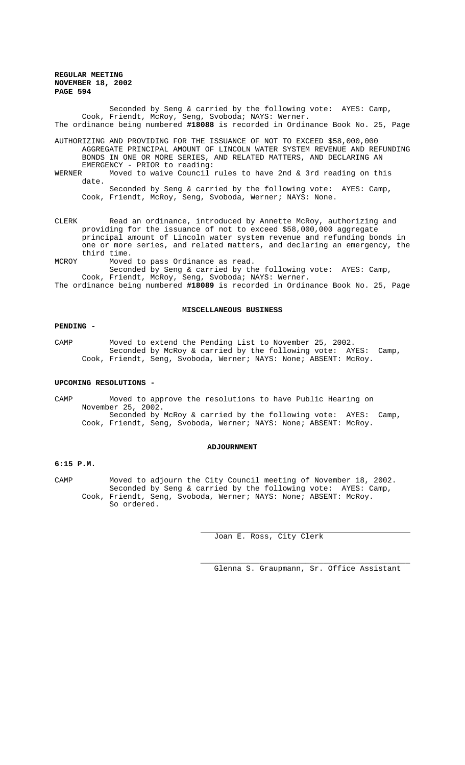Seconded by Seng & carried by the following vote: AYES: Camp, Cook, Friendt, McRoy, Seng, Svoboda; NAYS: Werner.

The ordinance being numbered **#18088** is recorded in Ordinance Book No. 25, Page

AUTHORIZING AND PROVIDING FOR THE ISSUANCE OF NOT TO EXCEED $58,000,000 AGGREGATE PRINCIPAL AMOUNT OF LINCOLN WATER SYSTEM REVENUE AND REFUNDING BONDS IN ONE OR MORE SERIES, AND RELATED MATTERS, AND DECLARING AN EMERGENCY - PRIOR to reading:

WERNER Moved to waive Council rules to have 2nd & 3rd reading on this date.

Seconded by Seng & carried by the following vote: AYES: Camp, Cook, Friendt, McRoy, Seng, Svoboda, Werner; NAYS: None.

CLERK Read an ordinance, introduced by Annette McRoy, authorizing and providing for the issuance of not to exceed $58,000,000 aggregate principal amount of Lincoln water system revenue and refunding bonds in one or more series, and related matters, and declaring an emergency, the third time.

MCROY Moved to pass Ordinance as read.

Seconded by Seng & carried by the following vote: AYES: Camp, Cook, Friendt, McRoy, Seng, Svoboda; NAYS: Werner.

The ordinance being numbered **#18089** is recorded in Ordinance Book No. 25, Page

## MISCELLANEOUS BUSINESS

**PENDING -**

CAMP Moved to extend the Pending List to November 25, 2002.

Seconded by McRoy & carried by the following vote: AYES: Camp, Cook, Friendt, Seng, Svoboda, Werner; NAYS: None; ABSENT: McRoy.

**UPCOMING RESOLUTIONS -**

CAMP Moved to approve the resolutions to have Public Hearing on November 25, 2002.

Seconded by McRoy & carried by the following vote: AYES: Camp, Cook, Friendt, Seng, Svoboda, Werner; NAYS: None; ABSENT: McRoy.

## ADJOURNMENT

**6:15 P.M.**

CAMP Moved to adjourn the City Council meeting of November 18, 2002.

Seconded by Seng & carried by the following vote: AYES: Camp, Cook, Friendt, Seng, Svoboda, Werner; NAYS: None; ABSENT: McRoy.

So ordered.

Joan E. Ross, City Clerk

Glenna S. Graupmann, Sr. Office Assistant